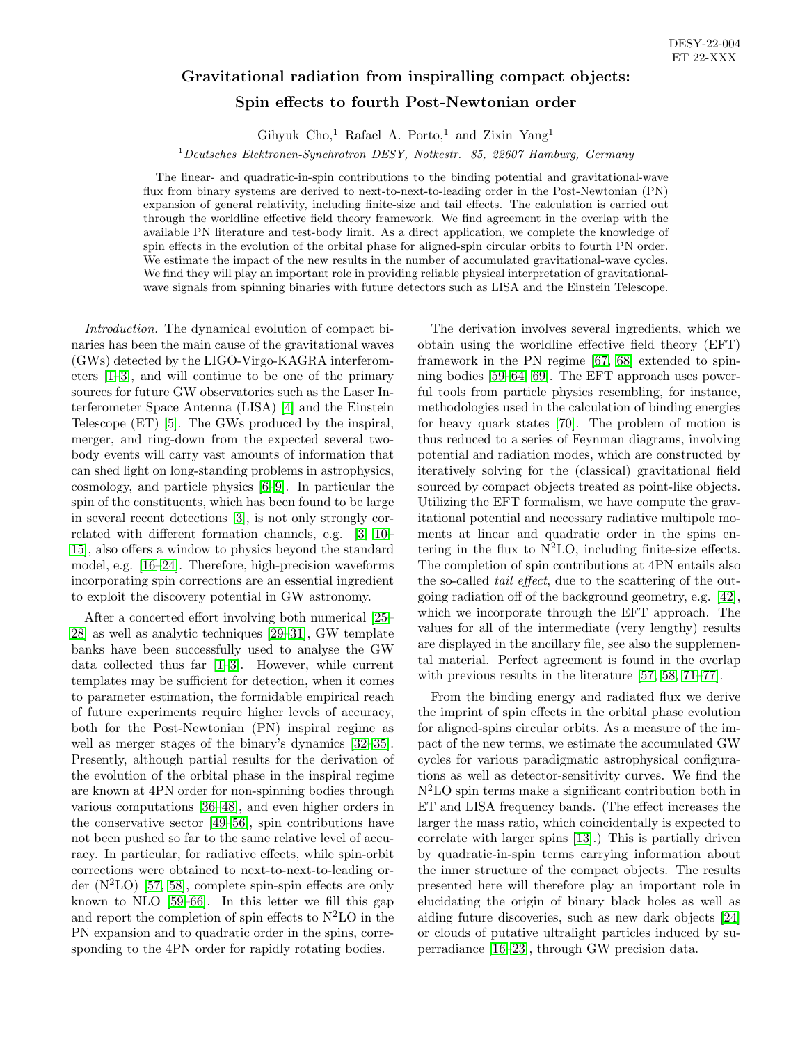DESY-22-004
ET 22-XXX

# Gravitational radiation from inspiralling compact objects: Spin effects to fourth Post-Newtonian order

Gihyuk Cho,[1] Rafael A. Porto,[1] and Zixin Yang[1]

[1] *Deutsches Elektronen-Synchrotron DESY, Notkestr. 85, 22607 Hamburg, Germany*

The linear- and quadratic-in-spin contributions to the binding potential and gravitational-wave flux from binary systems are derived to next-to-next-to-leading order in the Post-Newtonian (PN) expansion of general relativity, including finite-size and tail effects. The calculation is carried out through the worldline effective field theory framework. We find agreement in the overlap with the available PN literature and test-body limit. As a direct application, we complete the knowledge of spin effects in the evolution of the orbital phase for aligned-spin circular orbits to fourth PN order. We estimate the impact of the new results in the number of accumulated gravitational-wave cycles. We find they will play an important role in providing reliable physical interpretation of gravitational-wave signals from spinning binaries with future detectors such as LISA and the Einstein Telescope.

*Introduction.* The dynamical evolution of compact binaries has been the main cause of the gravitational waves (GWs) detected by the LIGO-Virgo-KAGRA interferometers [1–3], and will continue to be one of the primary sources for future GW observatories such as the Laser Interferometer Space Antenna (LISA) [4] and the Einstein Telescope (ET) [5]. The GWs produced by the inspiral, merger, and ring-down from the expected several two-body events will carry vast amounts of information that can shed light on long-standing problems in astrophysics, cosmology, and particle physics [6–9]. In particular the spin of the constituents, which has been found to be large in several recent detections [3], is not only strongly correlated with different formation channels, e.g. [3, 10–15], also offers a window to physics beyond the standard model, e.g. [16–24]. Therefore, high-precision waveforms incorporating spin corrections are an essential ingredient to exploit the discovery potential in GW astronomy.

After a concerted effort involving both numerical [25–28] as well as analytic techniques [29–31], GW template banks have been successfully used to analyse the GW data collected thus far [1–3]. However, while current templates may be sufficient for detection, when it comes to parameter estimation, the formidable empirical reach of future experiments require higher levels of accuracy, both for the Post-Newtonian (PN) inspiral regime as well as merger stages of the binary's dynamics [32–35]. Presently, although partial results for the derivation of the evolution of the orbital phase in the inspiral regime are known at 4PN order for non-spinning bodies through various computations [36–48], and even higher orders in the conservative sector [49–56], spin contributions have not been pushed so far to the same relative level of accuracy. In particular, for radiative effects, while spin-orbit corrections were obtained to next-to-next-to-leading order (N$^2$LO) [57, 58], complete spin-spin effects are only known to NLO [59–66]. In this letter we fill this gap and report the completion of spin effects to N$^2$LO in the PN expansion and to quadratic order in the spins, corresponding to the 4PN order for rapidly rotating bodies.

The derivation involves several ingredients, which we obtain using the worldline effective field theory (EFT) framework in the PN regime [67, 68] extended to spinning bodies [59–64, 69]. The EFT approach uses powerful tools from particle physics resembling, for instance, methodologies used in the calculation of binding energies for heavy quark states [70]. The problem of motion is thus reduced to a series of Feynman diagrams, involving potential and radiation modes, which are constructed by iteratively solving for the (classical) gravitational field sourced by compact objects treated as point-like objects. Utilizing the EFT formalism, we have compute the gravitational potential and necessary radiative multipole moments at linear and quadratic order in the spins entering in the flux to N$^2$LO, including finite-size effects. The completion of spin contributions at 4PN entails also the so-called *tail effect*, due to the scattering of the outgoing radiation off of the background geometry, e.g. [42], which we incorporate through the EFT approach. The values for all of the intermediate (very lengthy) results are displayed in the ancillary file, see also the supplemental material. Perfect agreement is found in the overlap with previous results in the literature [57, 58, 71–77].

From the binding energy and radiated flux we derive the imprint of spin effects in the orbital phase evolution for aligned-spins circular orbits. As a measure of the impact of the new terms, we estimate the accumulated GW cycles for various paradigmatic astrophysical configurations as well as detector-sensitivity curves. We find the N$^2$LO spin terms make a significant contribution both in ET and LISA frequency bands. (The effect increases the larger the mass ratio, which coincidentally is expected to correlate with larger spins [13].) This is partially driven by quadratic-in-spin terms carrying information about the inner structure of the compact objects. The results presented here will therefore play an important role in elucidating the origin of binary black holes as well as aiding future discoveries, such as new dark objects [24] or clouds of putative ultralight particles induced by superradiance [16–23], through GW precision data.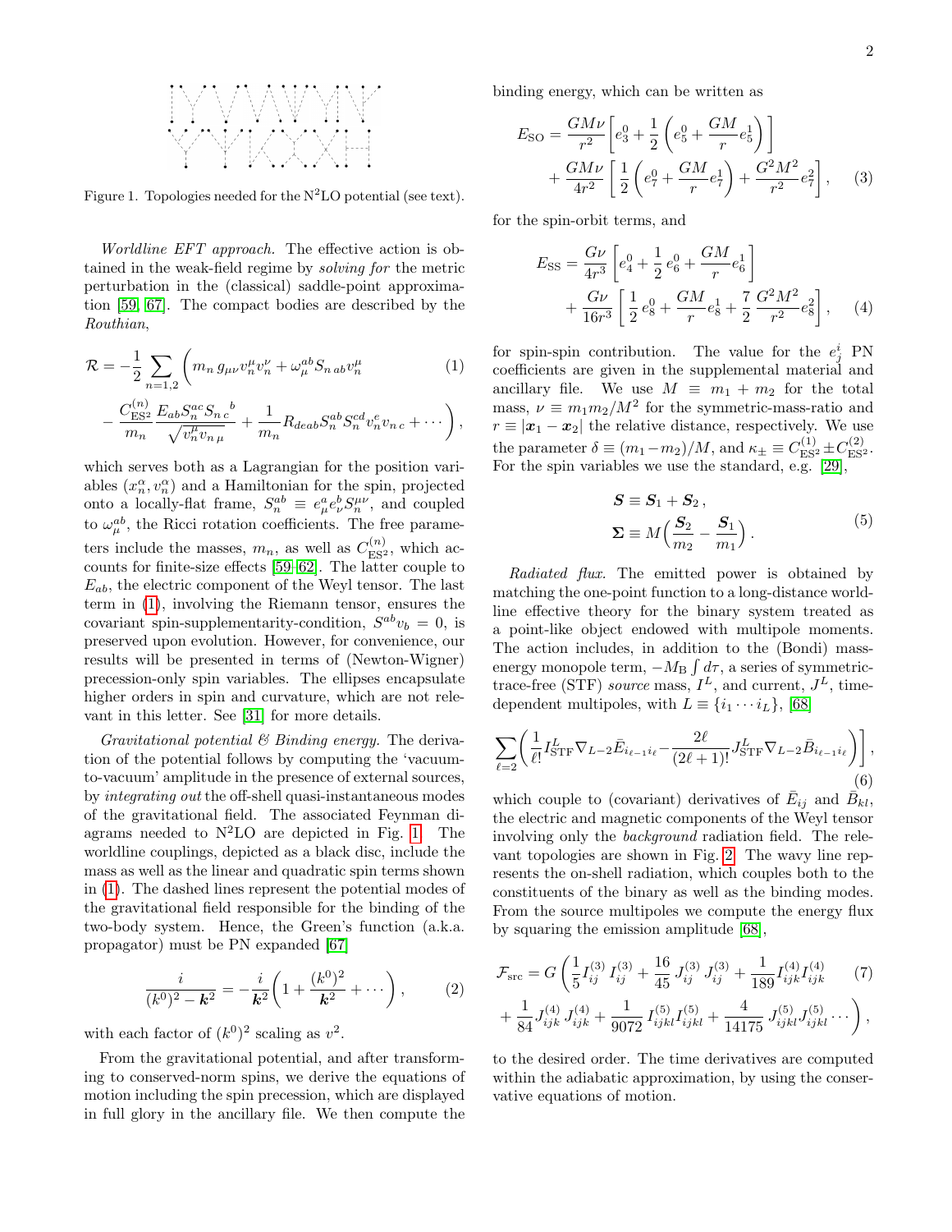Figure 1. Topologies needed for the N$^2$LO potential (see text).

*Worldline EFT approach.* The effective action is obtained in the weak-field regime by *solving for* the metric perturbation in the (classical) saddle-point approximation [59, 67]. The compact bodies are described by the *Routhian*,

$$\mathcal{R} = -\frac{1}{2}\sum_{n=1,2}\Bigg( m_n\, g_{\mu\nu} v_n^\mu v_n^\nu + \omega_\mu^{ab} S_{n\,ab} v_n^\mu \tag{1}$$
$$- \frac{C_{\rm ES^2}^{(n)}}{m_n}\frac{E_{ab} S_n^{ac} S_{n\,c}{}^{b}}{\sqrt{v_n^\mu v_{n\,\mu}}} + \frac{1}{m_n} R_{deab} S_n^{ab} S_n^{cd} v_n^e v_{n\,c} + \cdots \Bigg),$$

which serves both as a Lagrangian for the position variables $(x_n^\alpha, v_n^\alpha)$ and a Hamiltonian for the spin, projected onto a locally-flat frame, $S_n^{ab} \equiv e_\mu^a e_\nu^b S_n^{\mu\nu}$, and coupled to $\omega_\mu^{ab}$, the Ricci rotation coefficients. The free parameters include the masses, $m_n$, as well as $C_{\rm ES^2}^{(n)}$, which accounts for finite-size effects [59–62]. The latter couple to $E_{ab}$, the electric component of the Weyl tensor. The last term in (1), involving the Riemann tensor, ensures the covariant spin-supplementarity-condition, $S^{ab}v_b = 0$, is preserved upon evolution. However, for convenience, our results will be presented in terms of (Newton-Wigner) precession-only spin variables. The ellipses encapsulate higher orders in spin and curvature, which are not relevant in this letter. See [31] for more details.

*Gravitational potential & Binding energy.* The derivation of the potential follows by computing the 'vacuum-to-vacuum' amplitude in the presence of external sources, by *integrating out* the off-shell quasi-instantaneous modes of the gravitational field. The associated Feynman diagrams needed to N$^2$LO are depicted in Fig. 1. The worldline couplings, depicted as a black disc, include the mass as well as the linear and quadratic spin terms shown in (1). The dashed lines represent the potential modes of the gravitational field responsible for the binding of the two-body system. Hence, the Green's function (a.k.a. propagator) must be PN expanded [67]

$$\frac{i}{(k^0)^2 - \boldsymbol{k}^2} = -\frac{i}{\boldsymbol{k}^2}\left(1 + \frac{(k^0)^2}{\boldsymbol{k}^2} + \cdots\right), \tag{2}$$

with each factor of $(k^0)^2$ scaling as $v^2$.

From the gravitational potential, and after transforming to conserved-norm spins, we derive the equations of motion including the spin precession, which are displayed in full glory in the ancillary file. We then compute the binding energy, which can be written as

$$E_{\rm SO} = \frac{GM\nu}{r^2}\left[e_3^0 + \frac{1}{2}\left(e_5^0 + \frac{GM}{r}e_5^1\right)\right]$$
$$+ \frac{GM\nu}{4r^2}\left[\frac{1}{2}\left(e_7^0 + \frac{GM}{r}e_7^1\right) + \frac{G^2M^2}{r^2}e_7^2\right], \tag{3}$$

for the spin-orbit terms, and

$$E_{\rm SS} = \frac{G\nu}{4r^3}\left[e_4^0 + \frac{1}{2}e_6^0 + \frac{GM}{r}e_6^1\right]$$
$$+ \frac{G\nu}{16r^3}\left[\frac{1}{2}e_8^0 + \frac{GM}{r}e_8^1 + \frac{7}{2}\frac{G^2M^2}{r^2}e_8^2\right], \tag{4}$$

for spin-spin contribution. The value for the $e_j^i$ PN coefficients are given in the supplemental material and ancillary file. We use $M \equiv m_1 + m_2$ for the total mass, $\nu \equiv m_1 m_2/M^2$ for the symmetric-mass-ratio and $r \equiv |\boldsymbol{x}_1 - \boldsymbol{x}_2|$ the relative distance, respectively. We use the parameter $\delta \equiv (m_1 - m_2)/M$, and $\kappa_\pm \equiv C_{\rm ES^2}^{(1)} \pm C_{\rm ES^2}^{(2)}$. For the spin variables we use the standard, e.g. [29],

$$\boldsymbol{S} \equiv \boldsymbol{S}_1 + \boldsymbol{S}_2\,,$$
$$\boldsymbol{\Sigma} \equiv M\Big(\frac{\boldsymbol{S}_2}{m_2} - \frac{\boldsymbol{S}_1}{m_1}\Big)\,. \tag{5}$$

*Radiated flux.* The emitted power is obtained by matching the one-point function to a long-distance worldline effective theory for the binary system treated as a point-like object endowed with multipole moments. The action includes, in addition to the (Bondi) mass-energy monopole term, $-M_{\rm B}\int d\tau$, a series of symmetric-trace-free (STF) *source* mass, $I^L$, and current, $J^L$, time-dependent multipoles, with $L \equiv \{i_1 \cdots i_L\}$, [68]

$$\sum_{\ell=2}\left(\frac{1}{\ell!}I_{\rm STF}^L \nabla_{L-2}\bar{E}_{i_{\ell-1}i_\ell} - \frac{2\ell}{(2\ell+1)!}J_{\rm STF}^L \nabla_{L-2}\bar{B}_{i_{\ell-1}i_\ell}\right)\Bigg], \tag{6}$$

which couple to (covariant) derivatives of $\bar{E}_{ij}$ and $\bar{B}_{kl}$, the electric and magnetic components of the Weyl tensor involving only the *background* radiation field. The relevant topologies are shown in Fig. 2. The wavy line represents the on-shell radiation, which couples both to the constituents of the binary as well as the binding modes. From the source multipoles we compute the energy flux by squaring the emission amplitude [68],

$$\mathcal{F}_{\rm src} = G\left(\frac{1}{5}I_{ij}^{(3)}I_{ij}^{(3)} + \frac{16}{45}J_{ij}^{(3)}J_{ij}^{(3)} + \frac{1}{189}I_{ijk}^{(4)}I_{ijk}^{(4)} \right. \tag{7}$$
$$\left. + \frac{1}{84}J_{ijk}^{(4)}J_{ijk}^{(4)} + \frac{1}{9072}I_{ijkl}^{(5)}I_{ijkl}^{(5)} + \frac{4}{14175}J_{ijkl}^{(5)}J_{ijkl}^{(5)}\cdots\right),$$

to the desired order. The time derivatives are computed within the adiabatic approximation, by using the conservative equations of motion.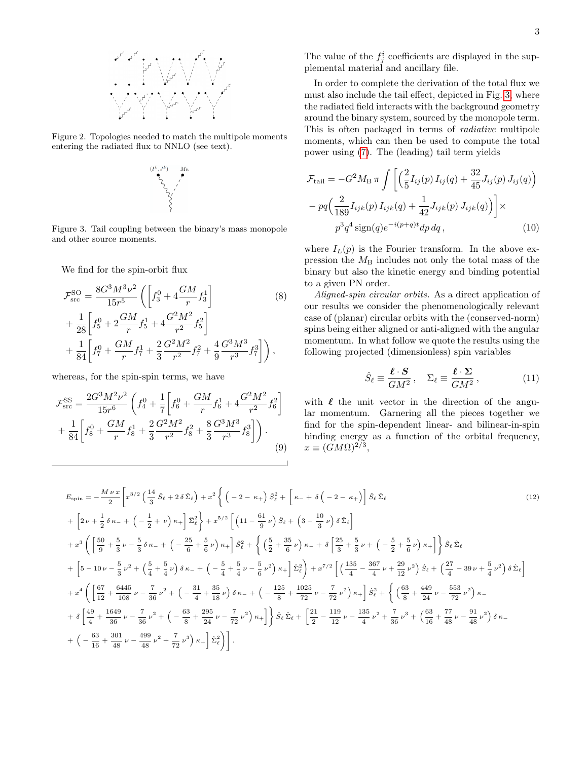Figure 2. Topologies needed to match the multipole moments entering the radiated flux to NNLO (see text).

Figure 3. Tail coupling between the binary's mass monopole and other source moments.

We find for the spin-orbit flux

$$
\begin{aligned}
\mathcal{F}^{\rm SO}_{\rm src} = \frac{8G^3M^3\nu^2}{15r^5}\Bigg(&\left[f^0_3 + 4\frac{GM}{r}f^1_3\right] \\
&+ \frac{1}{28}\left[f^0_5 + 2\frac{GM}{r}f^1_5 + 4\frac{G^2M^2}{r^2}f^2_5\right] \\
&+ \frac{1}{84}\left[f^0_7 + \frac{GM}{r}f^1_7 + \frac{2}{3}\frac{G^2M^2}{r^2}f^2_7 + \frac{4}{9}\frac{G^3M^3}{r^3}f^3_7\right]\Bigg),
\end{aligned} \tag{8}
$$

whereas, for the spin-spin terms, we have

$$
\begin{aligned}
\mathcal{F}^{\rm SS}_{\rm src} = \frac{2G^3M^2\nu^2}{15r^6}\Bigg(& f^0_4 + \frac{1}{7}\left[f^0_6 + \frac{GM}{r}f^1_6 + 4\frac{G^2M^2}{r^2}f^2_6\right] \\
&+ \frac{1}{84}\left[f^0_8 + \frac{GM}{r}f^1_8 + \frac{2}{3}\frac{G^2M^2}{r^2}f^2_8 + \frac{8}{3}\frac{G^3M^3}{r^3}f^3_8\right]\Bigg).
\end{aligned} \tag{9}
$$

The value of the $f^i_j$ coefficients are displayed in the supplemental material and ancillary file.

In order to complete the derivation of the total flux we must also include the tail effect, depicted in Fig. 3, where the radiated field interacts with the background geometry around the binary system, sourced by the monopole term. This is often packaged in terms of *radiative* multipole moments, which can then be used to compute the total power using (7). The (leading) tail term yields

$$
\begin{aligned}
\mathcal{F}_{\rm tail} = -G^2 M_{\rm B}\,\pi \int \Bigg[&\left(\frac{2}{5}I_{ij}(p)\,I_{ij}(q) + \frac{32}{45}J_{ij}(p)\,J_{ij}(q)\right) \\
&- pq\left(\frac{2}{189}I_{ijk}(p)\,I_{ijk}(q) + \frac{1}{42}J_{ijk}(p)\,J_{ijk}(q)\right)\Bigg]\times \\
&p^3q^4\,{\rm sign}(q)e^{-i(p+q)t}dp\,dq\,,
\end{aligned} \tag{10}
$$

where $I_L(p)$ is the Fourier transform. In the above expression the $M_{\rm B}$ includes not only the total mass of the binary but also the kinetic energy and binding potential to a given PN order.

*Aligned-spin circular orbits.* As a direct application of our results we consider the phenomenologically relevant case of (planar) circular orbits with the (conserved-norm) spins being either aligned or anti-aligned with the angular momentum. In what follow we quote the results using the following projected (dimensionless) spin variables

$$
\hat{S}_\ell \equiv \frac{\boldsymbol{\ell}\cdot\boldsymbol{S}}{GM^2}\,,\quad \Sigma_\ell \equiv \frac{\boldsymbol{\ell}\cdot\boldsymbol{\Sigma}}{GM^2}\,, \tag{11}
$$

with $\boldsymbol{\ell}$ the unit vector in the direction of the angular momentum. Garnering all the pieces together we find for the spin-dependent linear- and bilinear-in-spin binding energy as a function of the orbital frequency, $x \equiv (GM\Omega)^{2/3}$,

$$
\begin{aligned}
E_{\rm spin} = -\frac{M\,\nu\,x}{2}\Bigg[& x^{3/2}\left(\frac{14}{3}\hat{S}_\ell + 2\,\delta\,\hat{\Sigma}_\ell\right) + x^2\Bigg\{\left(-2-\kappa_+\right)\hat{S}_\ell^2 + \Big[\kappa_- + \delta\left(-2-\kappa_+\right)\Big]\hat{S}_\ell\,\hat{\Sigma}_\ell \\
&+ \left[2\nu + \frac{1}{2}\,\delta\,\kappa_- + \left(-\frac{1}{2}+\nu\right)\kappa_+\right]\hat{\Sigma}_\ell^2\Bigg\} + x^{5/2}\left[\left(11 - \frac{61}{9}\,\nu\right)\hat{S}_\ell + \left(3 - \frac{10}{3}\,\nu\right)\delta\,\hat{\Sigma}_\ell\right] \\
&+ x^3\Bigg(\left[\frac{50}{9} + \frac{5}{3}\,\nu - \frac{5}{3}\,\delta\,\kappa_- + \left(-\frac{25}{6} + \frac{5}{6}\,\nu\right)\kappa_+\right]\hat{S}_\ell^2 + \Bigg\{\left(\frac{5}{2} + \frac{35}{6}\,\nu\right)\kappa_- + \delta\left[\frac{25}{3} + \frac{5}{3}\,\nu + \left(-\frac{5}{2} + \frac{5}{6}\,\nu\right)\kappa_+\right]\Bigg\}\hat{S}_\ell\,\hat{\Sigma}_\ell \\
&+ \left[5 - 10\,\nu - \frac{5}{3}\,\nu^2 + \left(\frac{5}{4} + \frac{5}{4}\,\nu\right)\delta\,\kappa_- + \left(-\frac{5}{4} + \frac{5}{4}\,\nu - \frac{5}{6}\,\nu^2\right)\kappa_+\right]\hat{\Sigma}_\ell^2\Bigg) + x^{7/2}\left[\left(\frac{135}{4} - \frac{367}{4}\,\nu + \frac{29}{12}\,\nu^2\right)\hat{S}_\ell + \left(\frac{27}{4} - 39\,\nu + \frac{5}{4}\,\nu^2\right)\delta\,\hat{\Sigma}_\ell\right] \\
&+ x^4\Bigg(\left[\frac{67}{12} + \frac{6445}{108}\,\nu - \frac{7}{36}\,\nu^2 + \left(-\frac{31}{4} + \frac{35}{18}\,\nu\right)\delta\,\kappa_- + \left(-\frac{125}{8} + \frac{1025}{72}\,\nu - \frac{7}{72}\,\nu^2\right)\kappa_+\right]\hat{S}_\ell^2 + \Bigg\{\left(\frac{63}{8} + \frac{449}{24}\,\nu - \frac{553}{72}\,\nu^2\right)\kappa_- \\
&+ \delta\left[\frac{49}{4} + \frac{1649}{36}\,\nu - \frac{7}{36}\,\nu^2 + \left(-\frac{63}{8} + \frac{295}{24}\,\nu - \frac{7}{72}\,\nu^2\right)\kappa_+\right]\Bigg\}\hat{S}_\ell\,\hat{\Sigma}_\ell + \left[\frac{21}{2} - \frac{119}{12}\,\nu - \frac{135}{4}\,\nu^2 + \frac{7}{36}\,\nu^3 + \left(\frac{63}{16} + \frac{77}{48}\,\nu - \frac{91}{48}\,\nu^2\right)\delta\,\kappa_-\right. \\
&\left.+ \left(-\frac{63}{16} + \frac{301}{48}\,\nu - \frac{499}{48}\,\nu^2 + \frac{7}{72}\,\nu^3\right)\kappa_+\right]\hat{\Sigma}_\ell^2\Bigg)\Bigg].
\end{aligned} \tag{12}
$$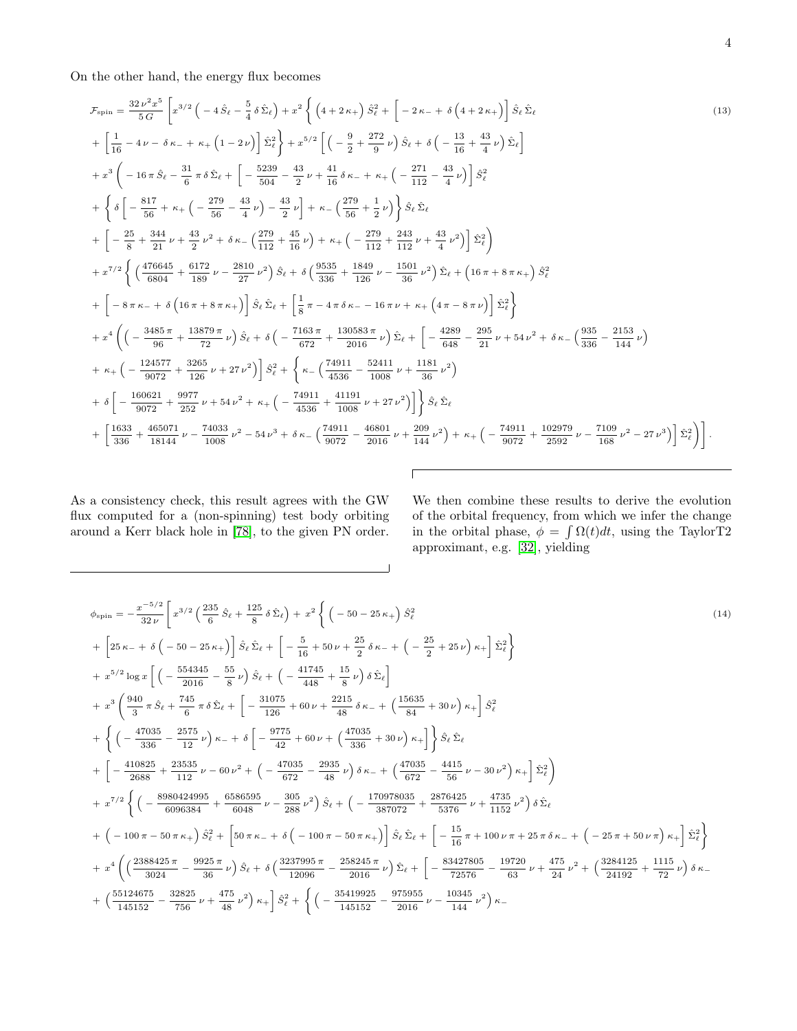On the other hand, the energy flux becomes

$$
\begin{aligned}
\mathcal{F}_{\rm spin} = \frac{32\,\nu^2 x^5}{5\,G}\Bigg[ & x^{3/2}\Big(-4\,\hat{S}_\ell - \frac{5}{4}\,\delta\,\hat{\Sigma}_\ell\Big) + x^2\bigg\{\Big(4+2\,\kappa_+\Big)\,\hat{S}_\ell^2 + \Big[-2\,\kappa_- + \delta\Big(4+2\,\kappa_+\Big)\Big]\,\hat{S}_\ell\,\hat{\Sigma}_\ell \\
& + \Big[\frac{1}{16} - 4\,\nu - \delta\,\kappa_- + \kappa_+\Big(1-2\,\nu\Big)\Big]\,\hat{\Sigma}_\ell^2\bigg\} + x^{5/2}\Big[\Big(-\frac{9}{2}+\frac{272}{9}\,\nu\Big)\,\hat{S}_\ell + \delta\Big(-\frac{13}{16}+\frac{43}{4}\,\nu\Big)\,\hat{\Sigma}_\ell\Big] \\
& + x^3\bigg(-16\,\pi\,\hat{S}_\ell - \frac{31}{6}\,\pi\,\delta\,\hat{\Sigma}_\ell + \Big[-\frac{5239}{504} - \frac{43}{2}\,\nu + \frac{41}{16}\,\delta\,\kappa_- + \kappa_+\Big(-\frac{271}{112} - \frac{43}{4}\,\nu\Big)\Big]\,\hat{S}_\ell^2 \\
& + \bigg\{\delta\Big[-\frac{817}{56} + \kappa_+\Big(-\frac{279}{56} - \frac{43}{4}\,\nu\Big) - \frac{43}{2}\,\nu\Big] + \kappa_-\Big(\frac{279}{56} + \frac{1}{2}\,\nu\Big)\bigg\}\,\hat{S}_\ell\,\hat{\Sigma}_\ell \\
& + \Big[-\frac{25}{8} + \frac{344}{21}\,\nu + \frac{43}{2}\,\nu^2 + \delta\,\kappa_-\Big(\frac{279}{112} + \frac{45}{16}\,\nu\Big) + \kappa_+\Big(-\frac{279}{112} + \frac{243}{112}\,\nu + \frac{43}{4}\,\nu^2\Big)\Big]\,\hat{\Sigma}_\ell^2\bigg) \\
& + x^{7/2}\bigg\{\Big(\frac{476645}{6804} + \frac{6172}{189}\,\nu - \frac{2810}{27}\,\nu^2\Big)\,\hat{S}_\ell + \delta\Big(\frac{9535}{336} + \frac{1849}{126}\,\nu - \frac{1501}{36}\,\nu^2\Big)\,\hat{\Sigma}_\ell + \Big(16\,\pi + 8\,\pi\,\kappa_+\Big)\,\hat{S}_\ell^2 \\
& + \Big[-8\,\pi\,\kappa_- + \delta\Big(16\,\pi + 8\,\pi\,\kappa_+\Big)\Big]\,\hat{S}_\ell\,\hat{\Sigma}_\ell + \Big[\frac{1}{8}\,\pi - 4\,\pi\,\delta\,\kappa_- - 16\,\pi\,\nu + \kappa_+\Big(4\,\pi - 8\,\pi\,\nu\Big)\Big]\,\hat{\Sigma}_\ell^2\bigg\} \\
& + x^4\bigg(\Big(-\frac{3485\,\pi}{96} + \frac{13879\,\pi}{72}\,\nu\Big)\,\hat{S}_\ell + \delta\Big(-\frac{7163\,\pi}{672} + \frac{130583\,\pi}{2016}\,\nu\Big)\,\hat{\Sigma}_\ell + \Big[-\frac{4289}{648} - \frac{295}{21}\,\nu + 54\,\nu^2 + \delta\,\kappa_-\Big(\frac{935}{336} - \frac{2153}{144}\,\nu\Big) \\
& + \kappa_+\Big(-\frac{124577}{9072} + \frac{3265}{126}\,\nu + 27\,\nu^2\Big)\Big]\,\hat{S}_\ell^2 + \bigg\{\kappa_-\Big(\frac{74911}{4536} - \frac{52411}{1008}\,\nu + \frac{1181}{36}\,\nu^2\Big) \\
& + \delta\Big[-\frac{160621}{9072} + \frac{9977}{252}\,\nu + 54\,\nu^2 + \kappa_+\Big(-\frac{74911}{4536} + \frac{41191}{1008}\,\nu + 27\,\nu^2\Big)\Big]\bigg\}\,\hat{S}_\ell\,\hat{\Sigma}_\ell \\
& + \Big[\frac{1633}{336} + \frac{465071}{18144}\,\nu - \frac{74033}{1008}\,\nu^2 - 54\,\nu^3 + \delta\,\kappa_-\Big(\frac{74911}{9072} - \frac{46801}{2016}\,\nu + \frac{209}{144}\,\nu^2\Big) + \kappa_+\Big(-\frac{74911}{9072} + \frac{102979}{2592}\,\nu - \frac{7109}{168}\,\nu^2 - 27\,\nu^3\Big)\Big]\,\hat{\Sigma}_\ell^2\bigg)\Bigg]\,.
\end{aligned}
\tag{13}
$$

As a consistency check, this result agrees with the GW flux computed for a (non-spinning) test body orbiting around a Kerr black hole in [78], to the given PN order.

We then combine these results to derive the evolution of the orbital frequency, from which we infer the change in the orbital phase, $\phi = \int \Omega(t)dt$, using the TaylorT2 approximant, e.g. [32], yielding

$$
\begin{aligned}
\phi_{\rm spin} = -\frac{x^{-5/2}}{32\,\nu}\Bigg[ & x^{3/2}\Big(\frac{235}{6}\,\hat{S}_\ell + \frac{125}{8}\,\delta\,\hat{\Sigma}_\ell\Big) + x^2\bigg\{\Big(-50 - 25\,\kappa_+\Big)\,\hat{S}_\ell^2 \\
& + \Big[25\,\kappa_- + \delta\Big(-50 - 25\,\kappa_+\Big)\Big]\,\hat{S}_\ell\,\hat{\Sigma}_\ell + \Big[-\frac{5}{16} + 50\,\nu + \frac{25}{2}\,\delta\,\kappa_- + \Big(-\frac{25}{2} + 25\,\nu\Big)\,\kappa_+\Big]\,\hat{\Sigma}_\ell^2\bigg\} \\
& + x^{5/2}\log x\,\Big[\Big(-\frac{554345}{2016} - \frac{55}{8}\,\nu\Big)\,\hat{S}_\ell + \Big(-\frac{41745}{448} + \frac{15}{8}\,\nu\Big)\,\delta\,\hat{\Sigma}_\ell\Big] \\
& + x^3\bigg(\frac{940}{3}\,\pi\,\hat{S}_\ell + \frac{745}{6}\,\pi\,\delta\,\hat{\Sigma}_\ell + \Big[-\frac{31075}{126} + 60\,\nu + \frac{2215}{48}\,\delta\,\kappa_- + \Big(\frac{15635}{84} + 30\,\nu\Big)\,\kappa_+\Big]\,\hat{S}_\ell^2 \\
& + \bigg\{\Big(-\frac{47035}{336} - \frac{2575}{12}\,\nu\Big)\,\kappa_- + \delta\Big[-\frac{9775}{42} + 60\,\nu + \Big(\frac{47035}{336} + 30\,\nu\Big)\,\kappa_+\Big]\bigg\}\,\hat{S}_\ell\,\hat{\Sigma}_\ell \\
& + \Big[-\frac{410825}{2688} + \frac{23535}{112}\,\nu - 60\,\nu^2 + \Big(-\frac{47035}{672} - \frac{2935}{48}\,\nu\Big)\,\delta\,\kappa_- + \Big(\frac{47035}{672} - \frac{4415}{56}\,\nu - 30\,\nu^2\Big)\,\kappa_+\Big]\,\hat{\Sigma}_\ell^2\bigg) \\
& + x^{7/2}\bigg\{\Big(-\frac{8980424995}{6096384} + \frac{6586595}{6048}\,\nu - \frac{305}{288}\,\nu^2\Big)\,\hat{S}_\ell + \Big(-\frac{170978035}{387072} + \frac{2876425}{5376}\,\nu + \frac{4735}{1152}\,\nu^2\Big)\,\delta\,\hat{\Sigma}_\ell \\
& + \Big(-100\,\pi - 50\,\pi\,\kappa_+\Big)\,\hat{S}_\ell^2 + \Big[50\,\pi\,\kappa_- + \delta\Big(-100\,\pi - 50\,\pi\,\kappa_+\Big)\Big]\,\hat{S}_\ell\,\hat{\Sigma}_\ell + \Big[-\frac{15}{16}\,\pi + 100\,\nu\,\pi + 25\,\pi\,\delta\,\kappa_- + \Big(-25\,\pi + 50\,\nu\,\pi\Big)\,\kappa_+\Big]\,\hat{\Sigma}_\ell^2\bigg\} \\
& + x^4\bigg(\Big(\frac{2388425\,\pi}{3024} - \frac{9925\,\pi}{36}\,\nu\Big)\,\hat{S}_\ell + \delta\Big(\frac{3237995\,\pi}{12096} - \frac{258245\,\pi}{2016}\,\nu\Big)\,\hat{\Sigma}_\ell + \Big[-\frac{83427805}{72576} - \frac{19720}{63}\,\nu + \frac{475}{24}\,\nu^2 + \Big(\frac{3284125}{24192} + \frac{1115}{72}\,\nu\Big)\,\delta\,\kappa_- \\
& + \Big(\frac{55124675}{145152} - \frac{32825}{756}\,\nu + \frac{475}{48}\,\nu^2\Big)\,\kappa_+\Big]\,\hat{S}_\ell^2 + \bigg\{\Big(-\frac{35419925}{145152} - \frac{975955}{2016}\,\nu - \frac{10345}{144}\,\nu^2\Big)\,\kappa_-
\end{aligned}
\tag{14}
$$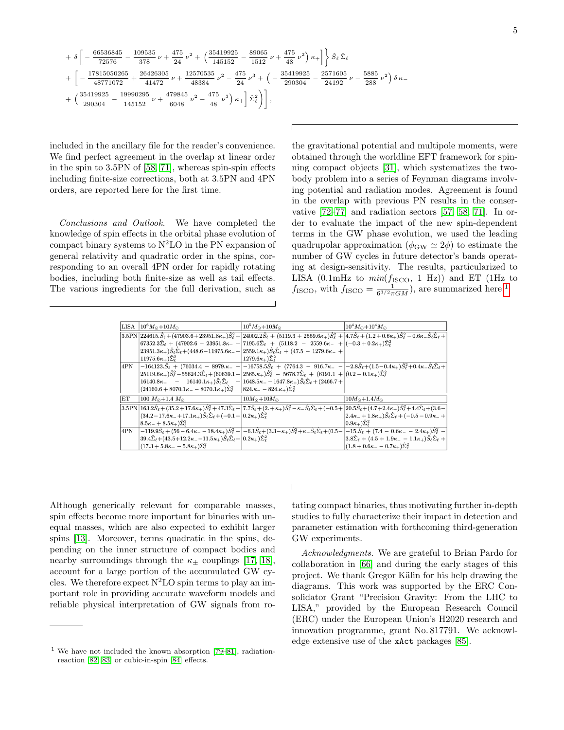$$
+ \delta \left[ -\frac{66536845}{72576} - \frac{109535}{378}\,\nu + \frac{475}{24}\,\nu^2 + \left(\frac{35419925}{145152} - \frac{89065}{1512}\,\nu + \frac{475}{48}\,\nu^2\right)\kappa_+ \right] \Bigg\} \hat{S}_\ell\, \hat{\Sigma}_\ell
$$

$$
+ \left[ -\frac{17815050265}{48771072} + \frac{26426305}{41472}\,\nu + \frac{12570535}{48384}\,\nu^2 - \frac{475}{24}\,\nu^3 + \left( -\frac{35419925}{290304} - \frac{2571605}{24192}\,\nu - \frac{5885}{288}\,\nu^2 \right)\delta\,\kappa_- \right.
$$

$$
\left. + \left(\frac{35419925}{290304} - \frac{19990295}{145152}\,\nu + \frac{479845}{6048}\,\nu^2 - \frac{475}{48}\,\nu^3\right)\kappa_+ \right] \hat{\Sigma}_\ell^2 \Bigg) \Bigg],
$$

included in the ancillary file for the reader's convenience. We find perfect agreement in the overlap at linear order in the spin to 3.5PN of [58, 71], whereas spin-spin effects including finite-size corrections, both at 3.5PN and 4PN orders, are reported here for the first time.

*Conclusions and Outlook.* We have completed the knowledge of spin effects in the orbital phase evolution of compact binary systems to N$^2$LO in the PN expansion of general relativity and quadratic order in the spins, corresponding to an overall 4PN order for rapidly rotating bodies, including both finite-size as well as tail effects. The various ingredients for the full derivation, such as the gravitational potential and multipole moments, were obtained through the worldline EFT framework for spinning compact objects [31], which systematizes the two-body problem into a series of Feynman diagrams involving potential and radiation modes. Agreement is found in the overlap with previous PN results in the conservative [72–77] and radiation sectors [57, 58, 71]. In order to evaluate the impact of the new spin-dependent terms in the GW phase evolution, we used the leading quadrupolar approximation ($\phi_{\rm GW} \simeq 2\phi$) to estimate the number of GW cycles in future detector's bands operating at design-sensitivity. The results, particularized to LISA (0.1mHz to $min(f_{\rm ISCO}$, 1 Hz)) and ET (1Hz to $f_{\rm ISCO}$, with $f_{\rm ISCO} = \frac{1}{6^{3/2}\pi GM}$), are summarized here:[1]

| LISA | $10^6 M_\odot + 10 M_\odot$ | $10^5 M_\odot + 10 M_\odot$ | $10^4 M_\odot + 10^4 M_\odot$ |
|---|---|---|---|
| 3.5PN | $224615.\hat{S}_\ell + (47903.6 + 23951.8\kappa_+)\hat{S}_\ell^2 + 67352.3\hat{\Sigma}_\ell + (47902.6 - 23951.8\kappa_- + 23951.3\kappa_+)\hat{S}_\ell\hat{\Sigma}_\ell + (448.6 - 11975.6\kappa_- + 11975.6\kappa_+)\hat{\Sigma}_\ell^2$ | $24002.2\hat{S}_\ell + (5119.3 + 2559.6\kappa_+)\hat{S}_\ell^2 + 7195.6\hat{\Sigma}_\ell + (5118.2 - 2559.6\kappa_- + 2559.1\kappa_+)\hat{S}_\ell\hat{\Sigma}_\ell + (47.5 - 1279.6\kappa_- + 1279.6\kappa_+)\hat{\Sigma}_\ell^2$ | $4.7\hat{S}_\ell + (1.2 + 0.6\kappa_+)\hat{S}_\ell^2 - 0.6\kappa_-\hat{S}_\ell\hat{\Sigma}_\ell + (-0.3 + 0.2\kappa_+)\hat{\Sigma}_\ell^2$ |
| 4PN | $-164123.\hat{S}_\ell + (76034.4 - 8979.\kappa_- - 25119.6\kappa_+)\hat{S}_\ell^2 - 55624.3\hat{\Sigma}_\ell + (60639.1 + 16140.8\kappa_- - 16140.1\kappa_+)\hat{S}_\ell\hat{\Sigma}_\ell + (24160.6 + 8070.1\kappa_- - 8070.1\kappa_+)\hat{\Sigma}_\ell^2$ | $-16758.5\hat{S}_\ell + (7764.3 - 916.7\kappa_- - 2565.\kappa_+)\hat{S}_\ell^2 - 5678.7\hat{\Sigma}_\ell + (6191.1 + 1648.5\kappa_- - 1647.8\kappa_+)\hat{S}_\ell\hat{\Sigma}_\ell + (2466.7 + 824.\kappa_- - 824.\kappa_+)\hat{\Sigma}_\ell^2$ | $-2.8\hat{S}_\ell + (1.5 - 0.4\kappa_+)\hat{S}_\ell^2 + 0.4\kappa_-\hat{S}_\ell\hat{\Sigma}_\ell + (0.2 - 0.1\kappa_+)\hat{\Sigma}_\ell^2$ |
| ET | $100\ M_\odot + 1.4\ M_\odot$ | $10 M_\odot + 10 M_\odot$ | $10 M_\odot + 1.4 M_\odot$ |
| 3.5PN | $163.2\hat{S}_\ell + (35.2 + 17.6\kappa_+)\hat{S}_\ell^2 + 47.3\hat{\Sigma}_\ell + (34.2 - 17.6\kappa_- + 17.1\kappa_+)\hat{S}_\ell\hat{\Sigma}_\ell + (-0.1 - 8.5\kappa_- + 8.5\kappa_+)\hat{\Sigma}_\ell^2$ | $7.7\hat{S}_\ell + (2. + \kappa_+)\hat{S}_\ell^2 - \kappa_-\hat{S}_\ell\hat{\Sigma}_\ell + (-0.5 + 0.2\kappa_+)\hat{\Sigma}_\ell^2$ | $20.5\hat{S}_\ell + (4.7 + 2.4\kappa_+)\hat{S}_\ell^2 + 4.4\hat{\Sigma}_\ell + (3.6 - 2.4\kappa_- + 1.8\kappa_+)\hat{S}_\ell\hat{\Sigma}_\ell + (-0.5 - 0.9\kappa_- + 0.9\kappa_+)\hat{\Sigma}_\ell^2$ |
| 4PN | $-119.9\hat{S}_\ell + (56 - 6.4\kappa_- - 18.4\kappa_+)\hat{S}_\ell^2 - 39.4\hat{\Sigma}_\ell + (43.5 + 12.2\kappa_- - 11.5\kappa_+)\hat{S}_\ell\hat{\Sigma}_\ell + (17.3 + 5.8\kappa_- - 5.8\kappa_+)\hat{\Sigma}_\ell^2$ | $-6.1\hat{S}_\ell + (3.3 - \kappa_+)\hat{S}_\ell^2 + \kappa_-\hat{S}_\ell\hat{\Sigma}_\ell + (0.5 - 0.2\kappa_+)\hat{\Sigma}_\ell^2$ | $-15.\hat{S}_\ell + (7.4 - 0.6\kappa_- - 2.4\kappa_+)\hat{S}_\ell^2 - 3.8\hat{\Sigma}_\ell + (4.5 + 1.9\kappa_- - 1.1\kappa_+)\hat{S}_\ell\hat{\Sigma}_\ell + (1.8 + 0.6\kappa_- - 0.7\kappa_+)\hat{\Sigma}_\ell^2$ |

Although generically relevant for comparable masses, spin effects become more important for binaries with unequal masses, which are also expected to exhibit larger spins [13]. Moreover, terms quadratic in the spins, depending on the inner structure of compact bodies and nearby surroundings through the $\kappa_\pm$ couplings [17, 18], account for a large portion of the accumulated GW cycles. We therefore expect N$^2$LO spin terms to play an important role in providing accurate waveform models and reliable physical interpretation of GW signals from rotating compact binaries, thus motivating further in-depth studies to fully characterize their impact in detection and parameter estimation with forthcoming third-generation GW experiments.

*Acknowledgments.* We are grateful to Brian Pardo for collaboration in [66] and during the early stages of this project. We thank Gregor Kälin for his help drawing the diagrams. This work was supported by the ERC Consolidator Grant "Precision Gravity: From the LHC to LISA," provided by the European Research Council (ERC) under the European Union's H2020 research and innovation programme, grant No. 817791. We acknowledge extensive use of the `xAct` packages [85].

[1] We have not included the known absorption [79–81], radiation-reaction [82, 83] or cubic-in-spin [84] effects.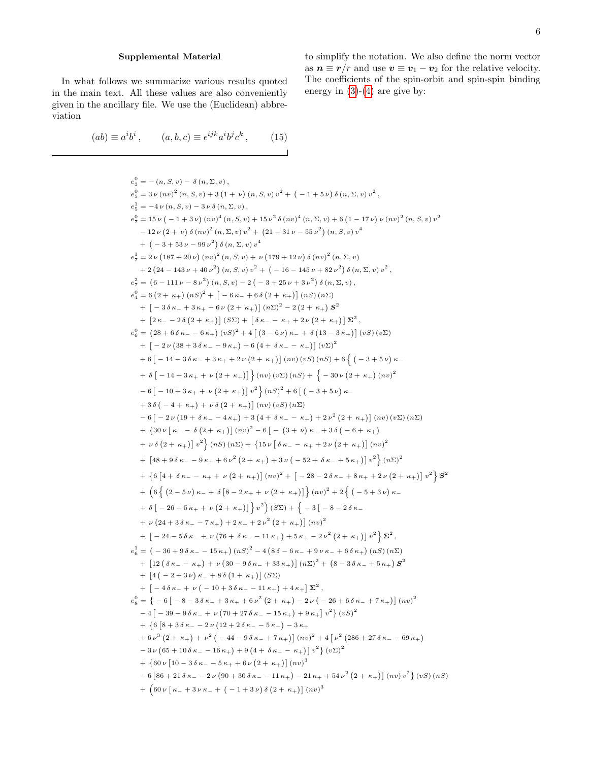## Supplemental Material

In what follows we summarize various results quoted in the main text. All these values are also conveniently given in the ancillary file. We use the (Euclidean) abbreviation

$$(ab) \equiv a^i b^i \,, \qquad (a,b,c) \equiv \epsilon^{ijk} a^i b^j c^k \,, \tag{15}$$

to simplify the notation. We also define the norm vector as $\boldsymbol{n} \equiv \boldsymbol{r}/r$ and use $\boldsymbol{v} \equiv \boldsymbol{v}_1 - \boldsymbol{v}_2$ for the relative velocity. The coefficients of the spin-orbit and spin-spin binding energy in (3)-(4) are give by:

$$
\begin{aligned}
e_3^0 =& -(n,S,v) - \delta\,(n,\Sigma,v)\,,\\
e_5^0 =&\; 3\,\nu\,(nv)^2\,(n,S,v) + 3\,(1+\nu)\,(n,S,v)\,v^2 + (-1+5\,\nu)\,\delta\,(n,\Sigma,v)\,v^2\,,\\
e_5^1 =& -4\,\nu\,(n,S,v) - 3\,\nu\,\delta\,(n,\Sigma,v)\,,\\
e_7^0 =&\; 15\,\nu\,(-1+3\,\nu)\,(nv)^4\,(n,S,v) + 15\,\nu^2\,\delta\,(nv)^4\,(n,\Sigma,v) + 6\,(1-17\,\nu)\,\nu\,(nv)^2\,(n,S,v)\,v^2\\
&- 12\,\nu\,(2+\nu)\,\delta\,(nv)^2\,(n,\Sigma,v)\,v^2 + (21-31\,\nu-55\,\nu^2)\,(n,S,v)\,v^4\\
&+ (-3+53\,\nu-99\,\nu^2)\,\delta\,(n,\Sigma,v)\,v^4\\
e_7^1 =&\; 2\,\nu\,(187+20\,\nu)\,(nv)^2\,(n,S,v) + \nu\,(179+12\,\nu)\,\delta\,(nv)^2\,(n,\Sigma,v)\\
&+ 2\,(24-143\,\nu+40\,\nu^2)\,(n,S,v)\,v^2 + (-16-145\,\nu+82\,\nu^2)\,\delta\,(n,\Sigma,v)\,v^2\,,\\
e_7^2 =&\; (6-111\,\nu-8\,\nu^2)\,(n,S,v) - 2\,(-3+25\,\nu+3\,\nu^2)\,\delta\,(n,\Sigma,v)\,,\\
e_4^0 =&\; 6\,(2+\kappa_+)\,(nS)^2 + \big[-6\,\kappa_- + 6\,\delta\,(2+\kappa_+)\big]\,(nS)\,(n\Sigma)\\
&+ \big[-3\,\delta\,\kappa_- + 3\,\kappa_+ - 6\,\nu\,(2+\kappa_+)\big]\,(n\Sigma)^2 - 2\,(2+\kappa_+)\,\boldsymbol{S}^2\\
&+ \big[2\,\kappa_- - 2\,\delta\,(2+\kappa_+)\big]\,(S\Sigma) + \big[\delta\,\kappa_- - \kappa_+ + 2\,\nu\,(2+\kappa_+)\big]\,\boldsymbol{\Sigma}^2\,,\\
e_6^0 =&\; (28+6\,\delta\,\kappa_- - 6\,\kappa_+)\,(vS)^2 + 4\,\big[(3-6\,\nu)\,\kappa_- + \delta\,(13-3\,\kappa_+)\big]\,(vS)\,(v\Sigma)\\
&+ \big[-2\,\nu\,(38+3\,\delta\,\kappa_- - 9\,\kappa_+) + 6\,(4+\delta\,\kappa_- - \kappa_+)\big]\,(v\Sigma)^2\\
&+ 6\,\big[-14-3\,\delta\,\kappa_- + 3\,\kappa_+ + 2\,\nu\,(2+\kappa_+)\big]\,(nv)\,(vS)\,(nS) + 6\,\Big\{(-3+5\,\nu)\,\kappa_-\\
&+ \delta\,\big[-14+3\,\kappa_+ + \nu\,(2+\kappa_+)\big]\Big\}\,(nv)\,(v\Sigma)\,(nS) + \Big\{-30\,\nu\,(2+\kappa_+)\,(nv)^2\\
&- 6\,\big[-10+3\,\kappa_+ + \nu\,(2+\kappa_+)\big]\,v^2\Big\}\,(nS)^2 + 6\,\big[(-3+5\,\nu)\,\kappa_-\\
&+ 3\,\delta\,(-4+\kappa_+) + \nu\,\delta\,(2+\kappa_+)\big]\,(nv)\,(vS)\,(n\Sigma)\\
&- 6\,\big[-2\,\nu\,(19+\delta\,\kappa_- - 4\,\kappa_+) + 3\,(4+\delta\,\kappa_- - \kappa_+) + 2\,\nu^2\,(2+\kappa_+)\big]\,(nv)\,(v\Sigma)\,(n\Sigma)\\
&+ \big\{30\,\nu\,\big[\kappa_- - \delta\,(2+\kappa_+)\big]\,(nv)^2 - 6\,\big[-(3+\nu)\,\kappa_- + 3\,\delta\,(-6+\kappa_+)\\
&+ \nu\,\delta\,(2+\kappa_+)\big]\,v^2\big\}\,(nS)\,(n\Sigma) + \big\{15\,\nu\,\big[\delta\,\kappa_- - \kappa_+ + 2\,\nu\,(2+\kappa_+)\big]\,(nv)^2\\
&+ \big[48+9\,\delta\,\kappa_- - 9\,\kappa_+ + 6\,\nu^2\,(2+\kappa_+) + 3\,\nu\,(-52+\delta\,\kappa_- + 5\,\kappa_+)\big]\,v^2\big\}\,(n\Sigma)^2\\
&+ \big\{6\,\big[4+\delta\,\kappa_- - \kappa_+ + \nu\,(2+\kappa_+)\big]\,(nv)^2 + \big[-28-2\,\delta\,\kappa_- + 8\,\kappa_+ + 2\,\nu\,(2+\kappa_+)\big]\,v^2\big\}\,\boldsymbol{S}^2\\
&+ \Big(6\,\Big\{(2-5\,\nu)\,\kappa_- + \delta\,\big[8-2\,\kappa_+ + \nu\,(2+\kappa_+)\big]\Big\}\,(nv)^2 + 2\,\Big\{(-5+3\,\nu)\,\kappa_-\\
&+ \delta\,\big[-26+5\,\kappa_+ + \nu\,(2+\kappa_+)\big]\Big\}\,v^2\Big)\,(S\Sigma) + \Big\{-3\,\big[-8-2\,\delta\,\kappa_-\\
&+ \nu\,(24+3\,\delta\,\kappa_- - 7\,\kappa_+) + 2\,\kappa_+ + 2\,\nu^2\,(2+\kappa_+)\big]\,(nv)^2\\
&+ \big[-24-5\,\delta\,\kappa_- + \nu\,(76+\delta\,\kappa_- - 11\,\kappa_+) + 5\,\kappa_+ - 2\,\nu^2\,(2+\kappa_+)\big]\,v^2\Big\}\,\boldsymbol{\Sigma}^2\,,\\
e_6^1 =&\; (-36+9\,\delta\,\kappa_- - 15\,\kappa_+)\,(nS)^2 - 4\,(8\,\delta - 6\,\kappa_- + 9\,\nu\,\kappa_- + 6\,\delta\,\kappa_+)\,(nS)\,(n\Sigma)\\
&+ \big[12\,(\delta\,\kappa_- - \kappa_+) + \nu\,(30-9\,\delta\,\kappa_- + 33\,\kappa_+)\big]\,(n\Sigma)^2 + (8-3\,\delta\,\kappa_- + 5\,\kappa_+)\,\boldsymbol{S}^2\\
&+ \big[4\,(-2+3\,\nu)\,\kappa_- + 8\,\delta\,(1+\kappa_+)\big]\,(S\Sigma)\\
&+ \big[-4\,\delta\,\kappa_- + \nu\,(-10+3\,\delta\,\kappa_- - 11\,\kappa_+) + 4\,\kappa_+\big]\,\boldsymbol{\Sigma}^2\,,\\
e_8^0 =&\; \big\{-6\,\big[-8-3\,\delta\,\kappa_- + 3\,\kappa_+ + 6\,\nu^2\,(2+\kappa_+) - 2\,\nu\,(-26+6\,\delta\,\kappa_- + 7\,\kappa_+)\big]\,(nv)^2\\
&- 4\,\big[-39-9\,\delta\,\kappa_- + \nu\,(70+27\,\delta\,\kappa_- - 15\,\kappa_+) + 9\,\kappa_+\big]\,v^2\big\}\,(vS)^2\\
&+ \big\{6\,\big[8+3\,\delta\,\kappa_- - 2\,\nu\,(12+2\,\delta\,\kappa_- - 5\,\kappa_+) - 3\,\kappa_+\\
&+ 6\,\nu^3\,(2+\kappa_+) + \nu^2\,(-44-9\,\delta\,\kappa_- + 7\,\kappa_+)\big]\,(nv)^2 + 4\,\big[\nu^2\,(286+27\,\delta\,\kappa_- - 69\,\kappa_+)\\
&- 3\,\nu\,(65+10\,\delta\,\kappa_- - 16\,\kappa_+) + 9\,(4+\delta\,\kappa_- - \kappa_+)\big]\,v^2\big\}\,(v\Sigma)^2\\
&+ \big\{60\,\nu\,\big[10-3\,\delta\,\kappa_- - 5\,\kappa_+ + 6\,\nu\,(2+\kappa_+)\big]\,(nv)^3\\
&- 6\,\big[86+21\,\delta\,\kappa_- - 2\,\nu\,(90+30\,\delta\,\kappa_- - 11\,\kappa_+) - 21\,\kappa_+ + 54\,\nu^2\,(2+\kappa_+)\big]\,(nv)\,v^2\big\}\,(vS)\,(nS)\\
&+ \Big(60\,\nu\,\big[\kappa_- + 3\,\nu\,\kappa_- + (-1+3\,\nu)\,\delta\,(2+\kappa_+)\big]\,(nv)^3
\end{aligned}
$$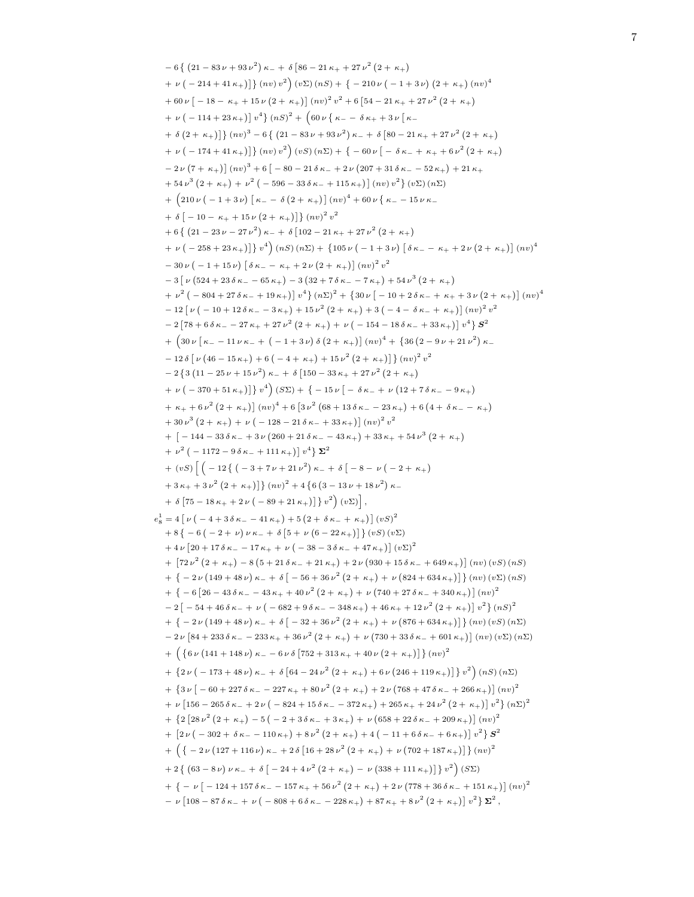$$
\begin{aligned}
&- 6 \left\{ \left(21 - 83\,\nu + 93\,\nu^2\right) \kappa_- + \delta \left[86 - 21\,\kappa_+ + 27\,\nu^2 \left(2 + \kappa_+\right)\right.\right.\\
&\left.\left. + \nu \left( -214 + 41\,\kappa_+\right)\right]\right\} (nv)\, v^2 \Big) (v\Sigma)\, (nS) + \Big\{ -210\,\nu \left( -1 + 3\,\nu\right) \left(2 + \kappa_+\right) (nv)^4 \\
&+ 60\,\nu \left[ -18 - \kappa_+ + 15\,\nu \left(2 + \kappa_+\right)\right] (nv)^2\, v^2 + 6 \left[54 - 21\,\kappa_+ + 27\,\nu^2 \left(2 + \kappa_+\right)\right.\\
&\left. + \nu \left( -114 + 23\,\kappa_+\right)\right] v^4 \Big\} (nS)^2 + \Big( 60\,\nu \left\{ \kappa_- - \delta\,\kappa_+ + 3\,\nu \left[\kappa_- \right.\right.\\
&\left.\left. + \delta \left(2 + \kappa_+\right)\right]\right\} (nv)^3 - 6 \left\{ \left(21 - 83\,\nu + 93\,\nu^2\right) \kappa_- + \delta \left[80 - 21\,\kappa_+ + 27\,\nu^2 \left(2 + \kappa_+\right)\right.\right.\\
&\left.\left. + \nu \left( -174 + 41\,\kappa_+\right)\right]\right\} (nv)\, v^2 \Big) (vS)\, (n\Sigma) + \Big\{ -60\,\nu \left[ -\delta\,\kappa_- + \kappa_+ + 6\,\nu^2 \left(2 + \kappa_+\right)\right.\\
&\left. - 2\,\nu \left(7 + \kappa_+\right)\right] (nv)^3 + 6 \left[ -80 - 21\,\delta\,\kappa_- + 2\,\nu \left(207 + 31\,\delta\,\kappa_- - 52\,\kappa_+\right) + 21\,\kappa_+ \right.\\
&\left. + 54\,\nu^3 \left(2 + \kappa_+\right) + \nu^2 \left( -596 - 33\,\delta\,\kappa_- + 115\,\kappa_+\right)\right] (nv)\, v^2 \Big\} (v\Sigma)\, (n\Sigma) \\
&+ \Big(210\,\nu \left( -1 + 3\,\nu\right) \left[\kappa_- - \delta \left(2 + \kappa_+\right)\right] (nv)^4 + 60\,\nu \left\{ \kappa_- - 15\,\nu\,\kappa_- \right.\\
&\left. + \delta \left[ -10 - \kappa_+ + 15\,\nu \left(2 + \kappa_+\right)\right]\right\} (nv)^2\, v^2 \\
&+ 6 \left\{ \left(21 - 23\,\nu - 27\,\nu^2\right) \kappa_- + \delta \left[102 - 21\,\kappa_+ + 27\,\nu^2 \left(2 + \kappa_+\right)\right.\right.\\
&\left.\left. + \nu \left( -258 + 23\,\kappa_+\right)\right]\right\} v^4 \Big) (nS)\, (n\Sigma) + \Big\{ 105\,\nu \left( -1 + 3\,\nu\right) \left[\delta\,\kappa_- - \kappa_+ + 2\,\nu \left(2 + \kappa_+\right)\right] (nv)^4 \\
&- 30\,\nu \left( -1 + 15\,\nu\right) \left[\delta\,\kappa_- - \kappa_+ + 2\,\nu \left(2 + \kappa_+\right)\right] (nv)^2\, v^2 \\
&- 3 \left[\nu \left(524 + 23\,\delta\,\kappa_- - 65\,\kappa_+\right) - 3 \left(32 + 7\,\delta\,\kappa_- - 7\,\kappa_+\right) + 54\,\nu^3 \left(2 + \kappa_+\right)\right.\\
&\left. + \nu^2 \left( -804 + 27\,\delta\,\kappa_- + 19\,\kappa_+\right)\right] v^4 \Big\} (n\Sigma)^2 + \Big\{ 30\,\nu \left[ -10 + 2\,\delta\,\kappa_- + \kappa_+ + 3\,\nu \left(2 + \kappa_+\right)\right] (nv)^4 \\
&- 12 \left[\nu \left( -10 + 12\,\delta\,\kappa_- - 3\,\kappa_+\right) + 15\,\nu^2 \left(2 + \kappa_+\right) + 3 \left( -4 - \delta\,\kappa_- + \kappa_+\right)\right] (nv)^2\, v^2 \\
&- 2 \left[78 + 6\,\delta\,\kappa_- - 27\,\kappa_+ + 27\,\nu^2 \left(2 + \kappa_+\right) + \nu \left( -154 - 18\,\delta\,\kappa_- + 33\,\kappa_+\right)\right] v^4 \Big\} \boldsymbol{S}^2 \\
&+ \Big(30\,\nu \left[\kappa_- - 11\,\nu\,\kappa_- + \left( -1 + 3\,\nu\right) \delta \left(2 + \kappa_+\right)\right] (nv)^4 + \Big\{ 36 \left(2 - 9\,\nu + 21\,\nu^2\right) \kappa_- \\
&- 12\,\delta \left[\nu \left(46 - 15\,\kappa_+\right) + 6 \left( -4 + \kappa_+\right) + 15\,\nu^2 \left(2 + \kappa_+\right)\right]\Big\} (nv)^2\, v^2 \\
&- 2 \left\{ 3 \left(11 - 25\,\nu + 15\,\nu^2\right) \kappa_- + \delta \left[150 - 33\,\kappa_+ + 27\,\nu^2 \left(2 + \kappa_+\right)\right.\right.\\
&\left.\left. + \nu \left( -370 + 51\,\kappa_+\right)\right]\right\} v^4 \Big) (S\Sigma) + \Big\{ -15\,\nu \left[ -\delta\,\kappa_- + \nu \left(12 + 7\,\delta\,\kappa_- - 9\,\kappa_+\right)\right.\\
&\left. + \kappa_+ + 6\,\nu^2 \left(2 + \kappa_+\right)\right] (nv)^4 + 6 \left[3\,\nu^2 \left(68 + 13\,\delta\,\kappa_- - 23\,\kappa_+\right) + 6 \left(4 + \delta\,\kappa_- - \kappa_+\right)\right.\\
&\left. + 30\,\nu^3 \left(2 + \kappa_+\right) + \nu \left( -128 - 21\,\delta\,\kappa_- + 33\,\kappa_+\right)\right] (nv)^2\, v^2 \\
&+ \left[ -144 - 33\,\delta\,\kappa_- + 3\,\nu \left(260 + 21\,\delta\,\kappa_- - 43\,\kappa_+\right) + 33\,\kappa_+ + 54\,\nu^3 \left(2 + \kappa_+\right)\right.\\
&\left. + \nu^2 \left( -1172 - 9\,\delta\,\kappa_- + 111\,\kappa_+\right)\right] v^4 \Big\} \boldsymbol{\Sigma}^2 \\
&+ (vS) \Big[ \Big( -12 \left\{ \left( -3 + 7\,\nu + 21\,\nu^2\right) \kappa_- + \delta \left[ -8 - \nu \left( -2 + \kappa_+\right)\right.\right.\\
&\left.\left. + 3\,\kappa_+ + 3\,\nu^2 \left(2 + \kappa_+\right)\right]\right\} (nv)^2 + 4 \left\{ 6 \left(3 - 13\,\nu + 18\,\nu^2\right) \kappa_- \right.\\
&\left. + \delta \left[75 - 18\,\kappa_+ + 2\,\nu \left( -89 + 21\,\kappa_+\right)\right]\right\} v^2 \Big) (v\Sigma) \Big] ,
\end{aligned}
$$

$$
\begin{aligned}
e_8^1 = {} & 4 \left[\nu \left( -4 + 3\,\delta\,\kappa_- - 41\,\kappa_+\right) + 5 \left(2 + \delta\,\kappa_- + \kappa_+\right)\right] (vS)^2 \\
&+ 8 \left\{ -6 \left( -2 + \nu\right) \nu\,\kappa_- + \delta \left[5 + \nu \left(6 - 22\,\kappa_+\right)\right]\right\} (vS)\, (v\Sigma) \\
&+ 4\,\nu \left[20 + 17\,\delta\,\kappa_- - 17\,\kappa_+ + \nu \left( -38 - 3\,\delta\,\kappa_- + 47\,\kappa_+\right)\right] (v\Sigma)^2 \\
&+ \left[72\,\nu^2 \left(2 + \kappa_+\right) - 8 \left(5 + 21\,\delta\,\kappa_- + 21\,\kappa_+\right) + 2\,\nu \left(930 + 15\,\delta\,\kappa_- + 649\,\kappa_+\right)\right] (nv)\, (vS)\, (nS) \\
&+ \left\{ -2\,\nu \left(149 + 48\,\nu\right) \kappa_- + \delta \left[ -56 + 36\,\nu^2 \left(2 + \kappa_+\right) + \nu \left(824 + 634\,\kappa_+\right)\right]\right\} (nv)\, (v\Sigma)\, (nS) \\
&+ \Big\{ -6 \left[26 - 43\,\delta\,\kappa_- - 43\,\kappa_+ + 40\,\nu^2 \left(2 + \kappa_+\right) + \nu \left(740 + 27\,\delta\,\kappa_- + 340\,\kappa_+\right)\right] (nv)^2 \\
&- 2 \left[ -54 + 46\,\delta\,\kappa_- + \nu \left( -682 + 9\,\delta\,\kappa_- - 348\,\kappa_+\right) + 46\,\kappa_+ + 12\,\nu^2 \left(2 + \kappa_+\right)\right] v^2 \Big\} (nS)^2 \\
&+ \left\{ -2\,\nu \left(149 + 48\,\nu\right) \kappa_- + \delta \left[ -32 + 36\,\nu^2 \left(2 + \kappa_+\right) + \nu \left(876 + 634\,\kappa_+\right)\right]\right\} (nv)\, (vS)\, (n\Sigma) \\
&- 2\,\nu \left[84 + 233\,\delta\,\kappa_- - 233\,\kappa_+ + 36\,\nu^2 \left(2 + \kappa_+\right) + \nu \left(730 + 33\,\delta\,\kappa_- + 601\,\kappa_+\right)\right] (nv)\, (v\Sigma)\, (n\Sigma) \\
&+ \Big( \left\{ 6\,\nu \left(141 + 148\,\nu\right) \kappa_- - 6\,\nu\,\delta \left[752 + 313\,\kappa_+ + 40\,\nu \left(2 + \kappa_+\right)\right]\right\} (nv)^2 \\
&+ \left\{ 2\,\nu \left( -173 + 48\,\nu\right) \kappa_- + \delta \left[64 - 24\,\nu^2 \left(2 + \kappa_+\right) + 6\,\nu \left(246 + 119\,\kappa_+\right)\right]\right\} v^2 \Big) (nS)\, (n\Sigma) \\
&+ \Big\{ 3\,\nu \left[ -60 + 227\,\delta\,\kappa_- - 227\,\kappa_+ + 80\,\nu^2 \left(2 + \kappa_+\right) + 2\,\nu \left(768 + 47\,\delta\,\kappa_- + 266\,\kappa_+\right)\right] (nv)^2 \\
&+ \nu \left[156 - 265\,\delta\,\kappa_- + 2\,\nu \left( -824 + 15\,\delta\,\kappa_- - 372\,\kappa_+\right) + 265\,\kappa_+ + 24\,\nu^2 \left(2 + \kappa_+\right)\right] v^2 \Big\} (n\Sigma)^2 \\
&+ \Big\{ 2 \left[28\,\nu^2 \left(2 + \kappa_+\right) - 5 \left( -2 + 3\,\delta\,\kappa_- + 3\,\kappa_+\right) + \nu \left(658 + 22\,\delta\,\kappa_- + 209\,\kappa_+\right)\right] (nv)^2 \\
&+ \left[2\,\nu \left( -302 + \delta\,\kappa_- - 110\,\kappa_+\right) + 8\,\nu^2 \left(2 + \kappa_+\right) + 4 \left( -11 + 6\,\delta\,\kappa_- + 6\,\kappa_+\right)\right] v^2 \Big\} \boldsymbol{S}^2 \\
&+ \Big( \left\{ -2\,\nu \left(127 + 116\,\nu\right) \kappa_- + 2\,\delta \left[16 + 28\,\nu^2 \left(2 + \kappa_+\right) + \nu \left(702 + 187\,\kappa_+\right)\right]\right\} (nv)^2 \\
&+ 2 \left\{ \left(63 - 8\,\nu\right) \nu\,\kappa_- + \delta \left[ -24 + 4\,\nu^2 \left(2 + \kappa_+\right) - \nu \left(338 + 111\,\kappa_+\right)\right]\right\} v^2 \Big) (S\Sigma) \\
&+ \Big\{ -\nu \left[ -124 + 157\,\delta\,\kappa_- - 157\,\kappa_+ + 56\,\nu^2 \left(2 + \kappa_+\right) + 2\,\nu \left(778 + 36\,\delta\,\kappa_- + 151\,\kappa_+\right)\right] (nv)^2 \\
&- \nu \left[108 - 87\,\delta\,\kappa_- + \nu \left( -808 + 6\,\delta\,\kappa_- - 228\,\kappa_+\right) + 87\,\kappa_+ + 8\,\nu^2 \left(2 + \kappa_+\right)\right] v^2 \Big\} \boldsymbol{\Sigma}^2 ,
\end{aligned}
$$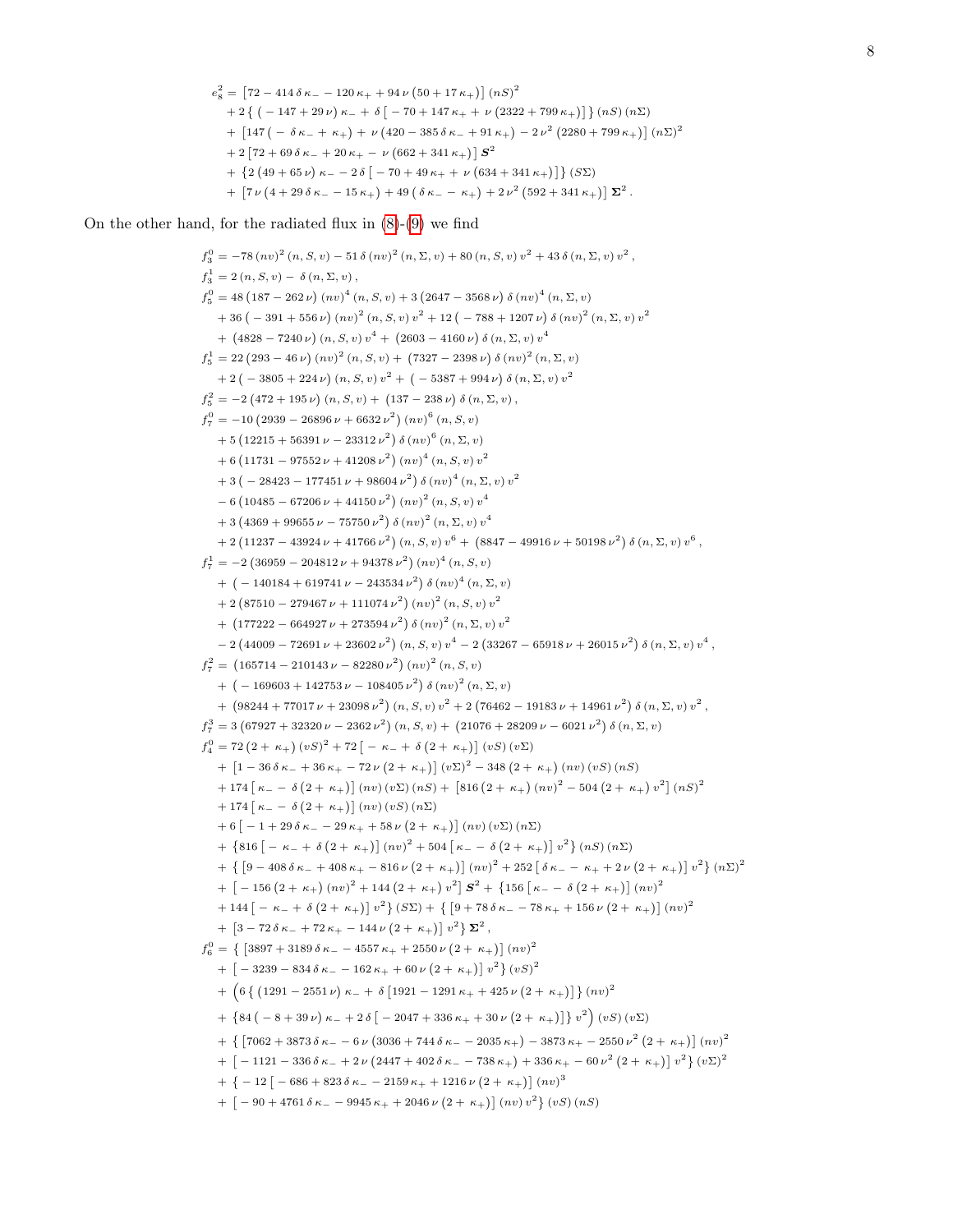$$
\begin{aligned}
e_8^2 =\; & \left[72 - 414\,\delta\,\kappa_- - 120\,\kappa_+ + 94\,\nu\,(50 + 17\,\kappa_+)\right] (nS)^2 \\
& + 2\left\{ (-147 + 29\,\nu)\,\kappa_- + \delta\left[-70 + 147\,\kappa_+ + \nu\,(2322 + 799\,\kappa_+)\right]\right\} (nS)\,(n\Sigma) \\
& + \left[147\,(-\delta\,\kappa_- + \kappa_+) + \nu\,(420 - 385\,\delta\,\kappa_- + 91\,\kappa_+) - 2\,\nu^2\,(2280 + 799\,\kappa_+)\right] (n\Sigma)^2 \\
& + 2\left[72 + 69\,\delta\,\kappa_- + 20\,\kappa_+ - \nu\,(662 + 341\,\kappa_+)\right] \boldsymbol{S}^2 \\
& + \left\{2\,(49 + 65\,\nu)\,\kappa_- - 2\,\delta\left[-70 + 49\,\kappa_+ + \nu\,(634 + 341\,\kappa_+)\right]\right\} (S\Sigma) \\
& + \left[7\,\nu\,(4 + 29\,\delta\,\kappa_- - 15\,\kappa_+) + 49\,(\delta\,\kappa_- - \kappa_+) + 2\,\nu^2\,(592 + 341\,\kappa_+)\right] \boldsymbol{\Sigma}^2 \,.
\end{aligned}
$$

On the other hand, for the radiated flux in (8)-(9) we find

$$
\begin{aligned}
f_3^0 =\; & -78\,(nv)^2\,(n,S,v) - 51\,\delta\,(nv)^2\,(n,\Sigma,v) + 80\,(n,S,v)\,v^2 + 43\,\delta\,(n,\Sigma,v)\,v^2 \,, \\
f_3^1 =\; & 2\,(n,S,v) - \delta\,(n,\Sigma,v) \,, \\
f_5^0 =\; & 48\,(187 - 262\,\nu)\,(nv)^4\,(n,S,v) + 3\,(2647 - 3568\,\nu)\,\delta\,(nv)^4\,(n,\Sigma,v) \\
& + 36\,(-391 + 556\,\nu)\,(nv)^2\,(n,S,v)\,v^2 + 12\,(-788 + 1207\,\nu)\,\delta\,(nv)^2\,(n,\Sigma,v)\,v^2 \\
& + (4828 - 7240\,\nu)\,(n,S,v)\,v^4 + (2603 - 4160\,\nu)\,\delta\,(n,\Sigma,v)\,v^4 \\
f_5^1 =\; & 22\,(293 - 46\,\nu)\,(nv)^2\,(n,S,v) + (7327 - 2398\,\nu)\,\delta\,(nv)^2\,(n,\Sigma,v) \\
& + 2\,(-3805 + 224\,\nu)\,(n,S,v)\,v^2 + (-5387 + 994\,\nu)\,\delta\,(n,\Sigma,v)\,v^2 \\
f_5^2 =\; & -2\,(472 + 195\,\nu)\,(n,S,v) + (137 - 238\,\nu)\,\delta\,(n,\Sigma,v) \,, \\
f_7^0 =\; & -10\,(2939 - 26896\,\nu + 6632\,\nu^2)\,(nv)^6\,(n,S,v) \\
& + 5\,(12215 + 56391\,\nu - 23312\,\nu^2)\,\delta\,(nv)^6\,(n,\Sigma,v) \\
& + 6\,(11731 - 97552\,\nu + 41208\,\nu^2)\,(nv)^4\,(n,S,v)\,v^2 \\
& + 3\,(-28423 - 177451\,\nu + 98604\,\nu^2)\,\delta\,(nv)^4\,(n,\Sigma,v)\,v^2 \\
& - 6\,(10485 - 67206\,\nu + 44150\,\nu^2)\,(nv)^2\,(n,S,v)\,v^4 \\
& + 3\,(4369 + 99655\,\nu - 75750\,\nu^2)\,\delta\,(nv)^2\,(n,\Sigma,v)\,v^4 \\
& + 2\,(11237 - 43924\,\nu + 41766\,\nu^2)\,(n,S,v)\,v^6 + (8847 - 49916\,\nu + 50198\,\nu^2)\,\delta\,(n,\Sigma,v)\,v^6 \,, \\
f_7^1 =\; & -2\,(36959 - 204812\,\nu + 94378\,\nu^2)\,(nv)^4\,(n,S,v) \\
& + (-140184 + 619741\,\nu - 243534\,\nu^2)\,\delta\,(nv)^4\,(n,\Sigma,v) \\
& + 2\,(87510 - 279467\,\nu + 111074\,\nu^2)\,(nv)^2\,(n,S,v)\,v^2 \\
& + (177222 - 664927\,\nu + 273594\,\nu^2)\,\delta\,(nv)^2\,(n,\Sigma,v)\,v^2 \\
& - 2\,(44009 - 72691\,\nu + 23602\,\nu^2)\,(n,S,v)\,v^4 - 2\,(33267 - 65918\,\nu + 26015\,\nu^2)\,\delta\,(n,\Sigma,v)\,v^4 \,, \\
f_7^2 =\; & (165714 - 210143\,\nu - 82280\,\nu^2)\,(nv)^2\,(n,S,v) \\
& + (-169603 + 142753\,\nu - 108405\,\nu^2)\,\delta\,(nv)^2\,(n,\Sigma,v) \\
& + (98244 + 77017\,\nu + 23098\,\nu^2)\,(n,S,v)\,v^2 + 2\,(76462 - 19183\,\nu + 14961\,\nu^2)\,\delta\,(n,\Sigma,v)\,v^2 \,, \\
f_7^3 =\; & 3\,(67927 + 32320\,\nu - 2362\,\nu^2)\,(n,S,v) + (21076 + 28209\,\nu - 6021\,\nu^2)\,\delta\,(n,\Sigma,v) \\
f_4^0 =\; & 72\,(2 + \kappa_+)\,(vS)^2 + 72\left[-\kappa_- + \delta\,(2 + \kappa_+)\right] (vS)\,(v\Sigma) \\
& + \left[1 - 36\,\delta\,\kappa_- + 36\,\kappa_+ - 72\,\nu\,(2 + \kappa_+)\right] (v\Sigma)^2 - 348\,(2 + \kappa_+)\,(nv)\,(vS)\,(nS) \\
& + 174\left[\kappa_- - \delta\,(2 + \kappa_+)\right] (nv)\,(v\Sigma)\,(nS) + \left[816\,(2 + \kappa_+)\,(nv)^2 - 504\,(2 + \kappa_+)\,v^2\right] (nS)^2 \\
& + 174\left[\kappa_- - \delta\,(2 + \kappa_+)\right] (nv)\,(vS)\,(n\Sigma) \\
& + 6\left[-1 + 29\,\delta\,\kappa_- - 29\,\kappa_+ + 58\,\nu\,(2 + \kappa_+)\right] (nv)\,(v\Sigma)\,(n\Sigma) \\
& + \left\{816\left[-\kappa_- + \delta\,(2 + \kappa_+)\right] (nv)^2 + 504\left[\kappa_- - \delta\,(2 + \kappa_+)\right] v^2\right\} (nS)\,(n\Sigma) \\
& + \left\{\left[9 - 408\,\delta\,\kappa_- + 408\,\kappa_+ - 816\,\nu\,(2 + \kappa_+)\right] (nv)^2 + 252\left[\delta\,\kappa_- - \kappa_+ + 2\,\nu\,(2 + \kappa_+)\right] v^2\right\} (n\Sigma)^2 \\
& + \left[-156\,(2 + \kappa_+)\,(nv)^2 + 144\,(2 + \kappa_+)\,v^2\right] \boldsymbol{S}^2 + \left\{156\left[\kappa_- - \delta\,(2 + \kappa_+)\right] (nv)^2\right. \\
& \left. + 144\left[-\kappa_- + \delta\,(2 + \kappa_+)\right] v^2\right\} (S\Sigma) + \left\{\left[9 + 78\,\delta\,\kappa_- - 78\,\kappa_+ + 156\,\nu\,(2 + \kappa_+)\right] (nv)^2\right. \\
& \left. + \left[3 - 72\,\delta\,\kappa_- + 72\,\kappa_+ - 144\,\nu\,(2 + \kappa_+)\right] v^2\right\} \boldsymbol{\Sigma}^2 \,, \\
f_6^0 =\; & \left\{\left[3897 + 3189\,\delta\,\kappa_- - 4557\,\kappa_+ + 2550\,\nu\,(2 + \kappa_+)\right] (nv)^2\right. \\
& \left. + \left[-3239 - 834\,\delta\,\kappa_- - 162\,\kappa_+ + 60\,\nu\,(2 + \kappa_+)\right] v^2\right\} (vS)^2 \\
& + \Big(6\left\{(1291 - 2551\,\nu)\,\kappa_- + \delta\left[1921 - 1291\,\kappa_+ + 425\,\nu\,(2 + \kappa_+)\right]\right\} (nv)^2 \\
& + \left\{84\,(-8 + 39\,\nu)\,\kappa_- + 2\,\delta\left[-2047 + 336\,\kappa_+ + 30\,\nu\,(2 + \kappa_+)\right]\right\} v^2\Big)\,(vS)\,(v\Sigma) \\
& + \left\{\left[7062 + 3873\,\delta\,\kappa_- - 6\,\nu\,(3036 + 744\,\delta\,\kappa_- - 2035\,\kappa_+) - 3873\,\kappa_+ - 2550\,\nu^2\,(2 + \kappa_+)\right] (nv)^2\right. \\
& \left. + \left[-1121 - 336\,\delta\,\kappa_- + 2\,\nu\,(2447 + 402\,\delta\,\kappa_- - 738\,\kappa_+) + 336\,\kappa_+ - 60\,\nu^2\,(2 + \kappa_+)\right] v^2\right\} (v\Sigma)^2 \\
& + \left\{-12\left[-686 + 823\,\delta\,\kappa_- - 2159\,\kappa_+ + 1216\,\nu\,(2 + \kappa_+)\right] (nv)^3\right. \\
& \left. + \left[-90 + 4761\,\delta\,\kappa_- - 9945\,\kappa_+ + 2046\,\nu\,(2 + \kappa_+)\right] (nv)\,v^2\right\} (vS)\,(nS)
\end{aligned}
$$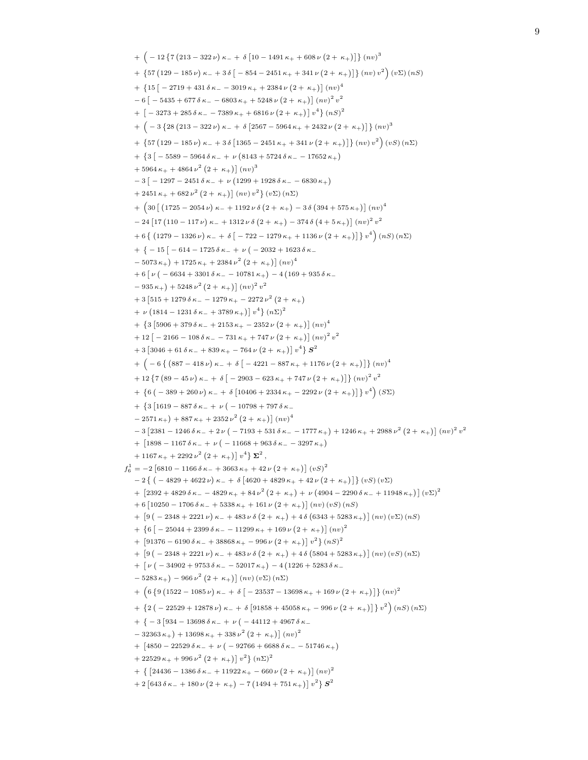$$
\begin{aligned}
&+ \Big( -12\left\{7\left(213-322\,\nu\right)\kappa_{-} + \delta\left[10-1491\,\kappa_{+}+608\,\nu\left(2+\kappa_{+}\right)\right]\right\}(nv)^3 \\
&+ \left\{57\left(129-185\,\nu\right)\kappa_{-} + 3\,\delta\left[-854-2451\,\kappa_{+}+341\,\nu\left(2+\kappa_{+}\right)\right]\right\}(nv)\,v^2\Big)\,(v\Sigma)\,(nS) \\
&+ \left\{15\left[-2719+431\,\delta\,\kappa_{-}-3019\,\kappa_{+}+2384\,\nu\left(2+\kappa_{+}\right)\right](nv)^4\right. \\
&- 6\left[-5435+677\,\delta\,\kappa_{-}-6803\,\kappa_{+}+5248\,\nu\left(2+\kappa_{+}\right)\right](nv)^2\,v^2 \\
&+ \left.\left[-3273+285\,\delta\,\kappa_{-}-7389\,\kappa_{+}+6816\,\nu\left(2+\kappa_{+}\right)\right]v^4\right\}(nS)^2 \\
&+ \Big( -3\left\{28\left(213-322\,\nu\right)\kappa_{-} + \delta\left[2567-5964\,\kappa_{+}+2432\,\nu\left(2+\kappa_{+}\right)\right]\right\}(nv)^3 \\
&+ \left\{57\left(129-185\,\nu\right)\kappa_{-} + 3\,\delta\left[1365-2451\,\kappa_{+}+341\,\nu\left(2+\kappa_{+}\right)\right]\right\}(nv)\,v^2\Big)\,(vS)\,(n\Sigma) \\
&+ \left\{3\left[-5589-5964\,\delta\,\kappa_{-}+\nu\left(8143+5724\,\delta\,\kappa_{-}-17652\,\kappa_{+}\right)\right.\right. \\
&+ \left.5964\,\kappa_{+}+4864\,\nu^2\left(2+\kappa_{+}\right)\right](nv)^3 \\
&- 3\left[-1297-2451\,\delta\,\kappa_{-}+\nu\left(1299+1928\,\delta\,\kappa_{-}-6830\,\kappa_{+}\right)\right. \\
&+ \left.\left.2451\,\kappa_{+}+682\,\nu^2\left(2+\kappa_{+}\right)\right](nv)\,v^2\right\}(v\Sigma)\,(n\Sigma) \\
&+ \Big(30\left[\left(1725-2054\,\nu\right)\kappa_{-}+1192\,\nu\,\delta\left(2+\kappa_{+}\right)-3\,\delta\left(394+575\,\kappa_{+}\right)\right](nv)^4 \\
&- 24\left[17\left(110-117\,\nu\right)\kappa_{-}+1312\,\nu\,\delta\left(2+\kappa_{+}\right)-374\,\delta\left(4+5\,\kappa_{+}\right)\right](nv)^2\,v^2 \\
&+ 6\left\{\left(1279-1326\,\nu\right)\kappa_{-}+\delta\left[-722-1279\,\kappa_{+}+1136\,\nu\left(2+\kappa_{+}\right)\right]\right\}v^4\Big)\,(nS)\,(n\Sigma) \\
&+ \left\{-15\left[-614-1725\,\delta\,\kappa_{-}+\nu\left(-2032+1623\,\delta\,\kappa_{-}\right.\right.\right. \\
&- \left.\left.5073\,\kappa_{+}\right)+1725\,\kappa_{+}+2384\,\nu^2\left(2+\kappa_{+}\right)\right](nv)^4 \\
&+ 6\left[\nu\left(-6634+3301\,\delta\,\kappa_{-}-10781\,\kappa_{+}\right)-4\left(169+935\,\delta\,\kappa_{-}\right.\right. \\
&- \left.\left.935\,\kappa_{+}\right)+5248\,\nu^2\left(2+\kappa_{+}\right)\right](nv)^2\,v^2 \\
&+ 3\left[515+1279\,\delta\,\kappa_{-}-1279\,\kappa_{+}-2272\,\nu^2\left(2+\kappa_{+}\right)\right. \\
&+ \left.\left.\nu\left(1814-1231\,\delta\,\kappa_{-}+3789\,\kappa_{+}\right)\right]v^4\right\}(n\Sigma)^2 \\
&+ \left\{3\left[5906+379\,\delta\,\kappa_{-}+2153\,\kappa_{+}-2352\,\nu\left(2+\kappa_{+}\right)\right](nv)^4\right. \\
&+ 12\left[-2166-108\,\delta\,\kappa_{-}-731\,\kappa_{+}+747\,\nu\left(2+\kappa_{+}\right)\right](nv)^2\,v^2 \\
&+ \left.3\left[3046+61\,\delta\,\kappa_{-}+839\,\kappa_{+}-764\,\nu\left(2+\kappa_{+}\right)\right]v^4\right\}\boldsymbol{S}^2 \\
&+ \Big(-6\left\{\left(887-418\,\nu\right)\kappa_{-}+\delta\left[-4221-887\,\kappa_{+}+1176\,\nu\left(2+\kappa_{+}\right)\right]\right\}(nv)^4 \\
&+ 12\left\{7\left(89-45\,\nu\right)\kappa_{-}+\delta\left[-2903-623\,\kappa_{+}+747\,\nu\left(2+\kappa_{+}\right)\right]\right\}(nv)^2\,v^2 \\
&+ \left\{6\left(-389+260\,\nu\right)\kappa_{-}+\delta\left[10406+2334\,\kappa_{+}-2292\,\nu\left(2+\kappa_{+}\right)\right]\right\}v^4\Big)\,(S\Sigma) \\
&+ \left\{3\left[1619-887\,\delta\,\kappa_{-}+\nu\left(-10798+797\,\delta\,\kappa_{-}\right.\right.\right. \\
&- \left.\left.2571\,\kappa_{+}\right)+887\,\kappa_{+}+2352\,\nu^2\left(2+\kappa_{+}\right)\right](nv)^4 \\
&- 3\left[2381-1246\,\delta\,\kappa_{-}+2\,\nu\left(-7193+531\,\delta\,\kappa_{-}-1777\,\kappa_{+}\right)+1246\,\kappa_{+}+2988\,\nu^2\left(2+\kappa_{+}\right)\right](nv)^2\,v^2 \\
&+ \left[1898-1167\,\delta\,\kappa_{-}+\nu\left(-11668+963\,\delta\,\kappa_{-}-3297\,\kappa_{+}\right)\right. \\
&+ \left.\left.1167\,\kappa_{+}+2292\,\nu^2\left(2+\kappa_{+}\right)\right]v^4\right\}\boldsymbol{\Sigma}^2\,,
\end{aligned}
$$

$$
\begin{aligned}
f_6^1 =\;& -2\left[6810-1166\,\delta\,\kappa_{-}+3663\,\kappa_{+}+42\,\nu\left(2+\kappa_{+}\right)\right](vS)^2 \\
&- 2\left\{\left(-4829+4622\,\nu\right)\kappa_{-}+\delta\left[4620+4829\,\kappa_{+}+42\,\nu\left(2+\kappa_{+}\right)\right]\right\}(vS)\,(v\Sigma) \\
&+ \left[2392+4829\,\delta\,\kappa_{-}-4829\,\kappa_{+}+84\,\nu^2\left(2+\kappa_{+}\right)+\nu\left(4904-2290\,\delta\,\kappa_{-}+11948\,\kappa_{+}\right)\right](v\Sigma)^2 \\
&+ 6\left[10250-1706\,\delta\,\kappa_{-}+5338\,\kappa_{+}+161\,\nu\left(2+\kappa_{+}\right)\right](nv)\,(vS)\,(nS) \\
&+ \left[9\left(-2348+2221\,\nu\right)\kappa_{-}+483\,\nu\,\delta\left(2+\kappa_{+}\right)+4\,\delta\left(6343+5283\,\kappa_{+}\right)\right](nv)\,(v\Sigma)\,(nS) \\
&+ \left\{6\left[-25044+2399\,\delta\,\kappa_{-}-11299\,\kappa_{+}+169\,\nu\left(2+\kappa_{+}\right)\right](nv)^2\right. \\
&+ \left.\left[91376-6190\,\delta\,\kappa_{-}+38868\,\kappa_{+}-996\,\nu\left(2+\kappa_{+}\right)\right]v^2\right\}(nS)^2 \\
&+ \left[9\left(-2348+2221\,\nu\right)\kappa_{-}+483\,\nu\,\delta\left(2+\kappa_{+}\right)+4\,\delta\left(5804+5283\,\kappa_{+}\right)\right](nv)\,(vS)\,(n\Sigma) \\
&+ \left[\nu\left(-34902+9753\,\delta\,\kappa_{-}-52017\,\kappa_{+}\right)-4\left(1226+5283\,\delta\,\kappa_{-}\right.\right. \\
&- \left.\left.5283\,\kappa_{+}\right)-966\,\nu^2\left(2+\kappa_{+}\right)\right](nv)\,(v\Sigma)\,(n\Sigma) \\
&+ \Big(6\left\{9\left(1522-1085\,\nu\right)\kappa_{-}+\delta\left[-23537-13698\,\kappa_{+}+169\,\nu\left(2+\kappa_{+}\right)\right]\right\}(nv)^2 \\
&+ \left\{2\left(-22529+12878\,\nu\right)\kappa_{-}+\delta\left[91858+45058\,\kappa_{+}-996\,\nu\left(2+\kappa_{+}\right)\right]\right\}v^2\Big)\,(nS)\,(n\Sigma) \\
&+ \left\{-3\left[934-13698\,\delta\,\kappa_{-}+\nu\left(-44112+4967\,\delta\,\kappa_{-}\right.\right.\right. \\
&- \left.\left.32363\,\kappa_{+}\right)+13698\,\kappa_{+}+338\,\nu^2\left(2+\kappa_{+}\right)\right](nv)^2 \\
&+ \left[4850-22529\,\delta\,\kappa_{-}+\nu\left(-92766+6688\,\delta\,\kappa_{-}-51746\,\kappa_{+}\right)\right. \\
&+ \left.\left.22529\,\kappa_{+}+996\,\nu^2\left(2+\kappa_{+}\right)\right]v^2\right\}(n\Sigma)^2 \\
&+ \left\{\left[24436-1386\,\delta\,\kappa_{-}+11922\,\kappa_{+}-660\,\nu\left(2+\kappa_{+}\right)\right](nv)^2\right. \\
&+ \left.2\left[643\,\delta\,\kappa_{-}+180\,\nu\left(2+\kappa_{+}\right)-7\left(1494+751\,\kappa_{+}\right)\right]v^2\right\}\boldsymbol{S}^2
\end{aligned}
$$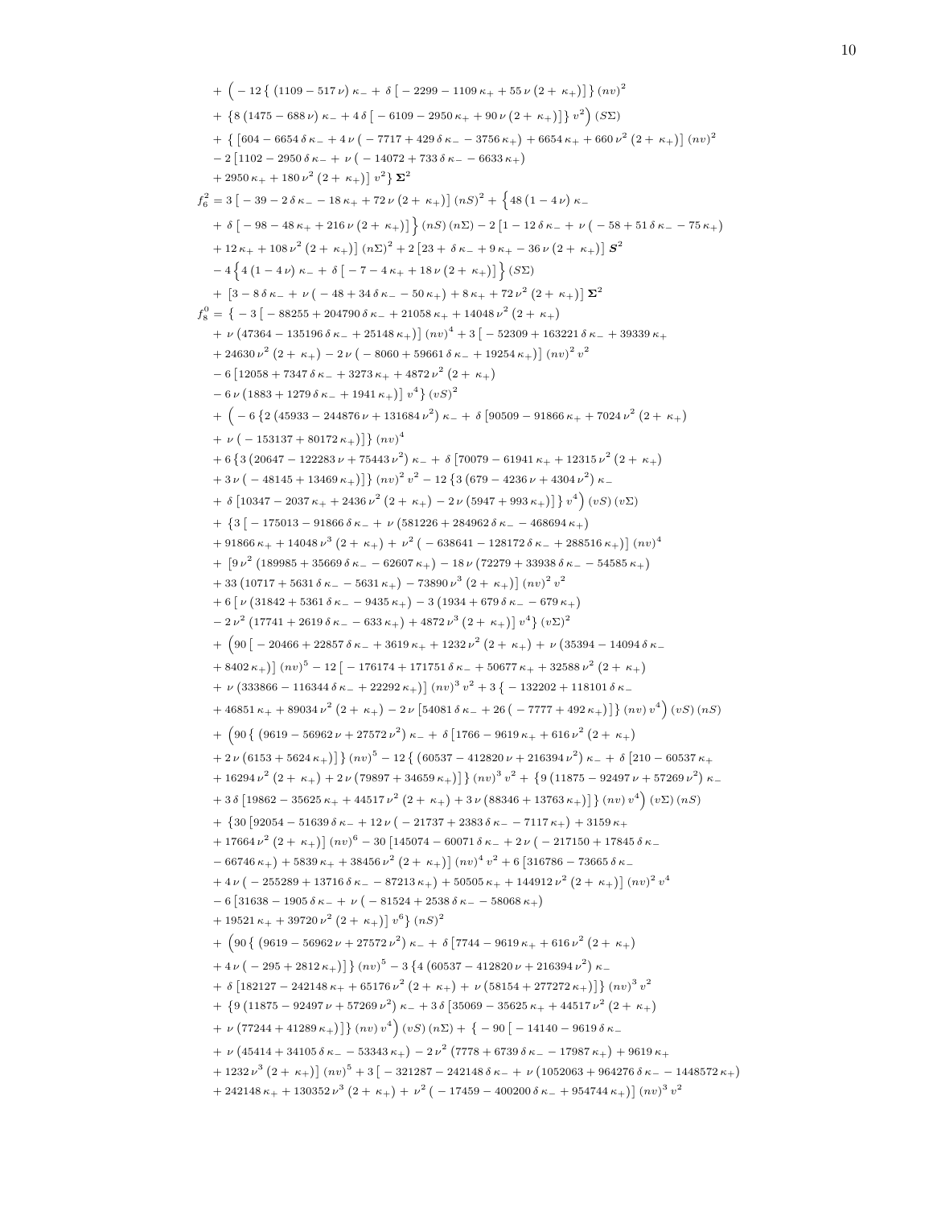$$
\begin{aligned}
&+\Big(-12\left\{\left(1109-517\,\nu\right)\kappa_- +\delta\left[-2299-1109\,\kappa_+ +55\,\nu\left(2+\kappa_+\right)\right]\right\}(nv)^2\\
&+\left\{8\left(1475-688\,\nu\right)\kappa_- +4\,\delta\left[-6109-2950\,\kappa_+ +90\,\nu\left(2+\kappa_+\right)\right]\right\}v^2\Big)\,(S\Sigma)\\
&+\Big\{\left[604-6654\,\delta\,\kappa_- +4\,\nu\left(-7717+429\,\delta\,\kappa_- -3756\,\kappa_+\right)+6654\,\kappa_+ +660\,\nu^2\left(2+\kappa_+\right)\right](nv)^2\\
&-2\left[1102-2950\,\delta\,\kappa_- +\nu\left(-14072+733\,\delta\,\kappa_- -6633\,\kappa_+\right)\right.\\
&\left.+2950\,\kappa_+ +180\,\nu^2\left(2+\kappa_+\right)\right]v^2\Big\}\,\boldsymbol{\Sigma}^2\\
f_6^2 =\;& 3\left[-39-2\,\delta\,\kappa_- -18\,\kappa_+ +72\,\nu\left(2+\kappa_+\right)\right](nS)^2+\Big\{48\left(1-4\,\nu\right)\kappa_-\\
&+\delta\left[-98-48\,\kappa_+ +216\,\nu\left(2+\kappa_+\right)\right]\Big\}(nS)\,(n\Sigma)-2\left[1-12\,\delta\,\kappa_- +\nu\left(-58+51\,\delta\,\kappa_- -75\,\kappa_+\right)\right.\\
&\left.+12\,\kappa_+ +108\,\nu^2\left(2+\kappa_+\right)\right](n\Sigma)^2+2\left[23+\delta\,\kappa_- +9\,\kappa_+ -36\,\nu\left(2+\kappa_+\right)\right]\boldsymbol{S}^2\\
&-4\Big\{4\left(1-4\,\nu\right)\kappa_- +\delta\left[-7-4\,\kappa_+ +18\,\nu\left(2+\kappa_+\right)\right]\Big\}(S\Sigma)\\
&+\left[3-8\,\delta\,\kappa_- +\nu\left(-48+34\,\delta\,\kappa_- -50\,\kappa_+\right)+8\,\kappa_+ +72\,\nu^2\left(2+\kappa_+\right)\right]\boldsymbol{\Sigma}^2\\
f_8^0 =\;& \Big\{-3\left[-88255+204790\,\delta\,\kappa_- +21058\,\kappa_+ +14048\,\nu^2\left(2+\kappa_+\right)\right.\\
&\left.+\nu\left(47364-135196\,\delta\,\kappa_- +25148\,\kappa_+\right)\right](nv)^4+3\left[-52309+163221\,\delta\,\kappa_- +39339\,\kappa_+\right.\\
&\left.+24630\,\nu^2\left(2+\kappa_+\right)-2\,\nu\left(-8060+59661\,\delta\,\kappa_- +19254\,\kappa_+\right)\right](nv)^2\,v^2\\
&-6\left[12058+7347\,\delta\,\kappa_- +3273\,\kappa_+ +4872\,\nu^2\left(2+\kappa_+\right)\right.\\
&\left.-6\,\nu\left(1883+1279\,\delta\,\kappa_- +1941\,\kappa_+\right)\right]v^4\Big\}(vS)^2\\
&+\Big(-6\left\{2\left(45933-244876\,\nu+131684\,\nu^2\right)\kappa_- +\delta\left[90509-91866\,\kappa_+ +7024\,\nu^2\left(2+\kappa_+\right)\right.\right.\\
&\left.\left.+\nu\left(-153137+80172\,\kappa_+\right)\right]\right\}(nv)^4\\
&+6\left\{3\left(20647-122283\,\nu+75443\,\nu^2\right)\kappa_- +\delta\left[70079-61941\,\kappa_+ +12315\,\nu^2\left(2+\kappa_+\right)\right.\right.\\
&\left.\left.+3\,\nu\left(-48145+13469\,\kappa_+\right)\right]\right\}(nv)^2\,v^2-12\left\{3\left(679-4236\,\nu+4304\,\nu^2\right)\kappa_-\right.\\
&\left.+\delta\left[10347-2037\,\kappa_+ +2436\,\nu^2\left(2+\kappa_+\right)-2\,\nu\left(5947+993\,\kappa_+\right)\right]\right\}v^4\Big)(vS)\,(v\Sigma)\\
&+\Big\{3\left[-175013-91866\,\delta\,\kappa_- +\nu\left(581226+284962\,\delta\,\kappa_- -468694\,\kappa_+\right)\right.\\
&\left.+91866\,\kappa_+ +14048\,\nu^3\left(2+\kappa_+\right)+\nu^2\left(-638641-128172\,\delta\,\kappa_- +288516\,\kappa_+\right)\right](nv)^4\\
&+\left[9\,\nu^2\left(189985+35669\,\delta\,\kappa_- -62607\,\kappa_+\right)-18\,\nu\left(72279+33938\,\delta\,\kappa_- -54585\,\kappa_+\right)\right.\\
&\left.+33\left(10717+5631\,\delta\,\kappa_- -5631\,\kappa_+\right)-73890\,\nu^3\left(2+\kappa_+\right)\right](nv)^2\,v^2\\
&+6\left[\nu\left(31842+5361\,\delta\,\kappa_- -9435\,\kappa_+\right)-3\left(1934+679\,\delta\,\kappa_- -679\,\kappa_+\right)\right.\\
&\left.-2\,\nu^2\left(17741+2619\,\delta\,\kappa_- -633\,\kappa_+\right)+4872\,\nu^3\left(2+\kappa_+\right)\right]v^4\Big\}(v\Sigma)^2\\
&+\Big(90\left[-20466+22857\,\delta\,\kappa_- +3619\,\kappa_+ +1232\,\nu^2\left(2+\kappa_+\right)+\nu\left(35394-14094\,\delta\,\kappa_-\right.\right.\\
&\left.\left.+8402\,\kappa_+\right)\right](nv)^5-12\left[-176174+171751\,\delta\,\kappa_- +50677\,\kappa_+ +32588\,\nu^2\left(2+\kappa_+\right)\right.\\
&\left.+\nu\left(333866-116344\,\delta\,\kappa_- +22292\,\kappa_+\right)\right](nv)^3\,v^2+3\left\{-132202+118101\,\delta\,\kappa_-\right.\\
&\left.+46851\,\kappa_+ +89034\,\nu^2\left(2+\kappa_+\right)-2\,\nu\left[54081\,\delta\,\kappa_- +26\left(-7777+492\,\kappa_+\right)\right]\right\}(nv)\,v^4\Big)(vS)\,(nS)\\
&+\Big(90\left\{\left(9619-56962\,\nu+27572\,\nu^2\right)\kappa_- +\delta\left[1766-9619\,\kappa_+ +616\,\nu^2\left(2+\kappa_+\right)\right.\right.\\
&\left.\left.+2\,\nu\left(6153+5624\,\kappa_+\right)\right]\right\}(nv)^5-12\left\{\left(60537-412820\,\nu+216394\,\nu^2\right)\kappa_- +\delta\left[210-60537\,\kappa_+\right.\right.\\
&\left.\left.+16294\,\nu^2\left(2+\kappa_+\right)+2\,\nu\left(79897+34659\,\kappa_+\right)\right]\right\}(nv)^3\,v^2+\left\{9\left(11875-92497\,\nu+57269\,\nu^2\right)\kappa_-\right.\\
&\left.+3\,\delta\left[19862-35625\,\kappa_+ +44517\,\nu^2\left(2+\kappa_+\right)+3\,\nu\left(88346+13763\,\kappa_+\right)\right]\right\}(nv)\,v^4\Big)(v\Sigma)\,(nS)\\
&+\Big\{30\left[92054-51639\,\delta\,\kappa_- +12\,\nu\left(-21737+2383\,\delta\,\kappa_- -7117\,\kappa_+\right)+3159\,\kappa_+\right.\\
&\left.+17664\,\nu^2\left(2+\kappa_+\right)\right](nv)^6-30\left[145074-60071\,\delta\,\kappa_- +2\,\nu\left(-217150+17845\,\delta\,\kappa_-\right.\right.\\
&\left.\left.-66746\,\kappa_+\right)+5839\,\kappa_+ +38456\,\nu^2\left(2+\kappa_+\right)\right](nv)^4\,v^2+6\left[316786-73665\,\delta\,\kappa_-\right.\\
&\left.+4\,\nu\left(-255289+13716\,\delta\,\kappa_- -87213\,\kappa_+\right)+50505\,\kappa_+ +144912\,\nu^2\left(2+\kappa_+\right)\right](nv)^2\,v^4\\
&-6\left[31638-1905\,\delta\,\kappa_- +\nu\left(-81524+2538\,\delta\,\kappa_- -58068\,\kappa_+\right)\right.\\
&\left.+19521\,\kappa_+ +39720\,\nu^2\left(2+\kappa_+\right)\right]v^6\Big\}(nS)^2\\
&+\Big(90\left\{\left(9619-56962\,\nu+27572\,\nu^2\right)\kappa_- +\delta\left[7744-9619\,\kappa_+ +616\,\nu^2\left(2+\kappa_+\right)\right.\right.\\
&\left.\left.+4\,\nu\left(-295+2812\,\kappa_+\right)\right]\right\}(nv)^5-3\left\{4\left(60537-412820\,\nu+216394\,\nu^2\right)\kappa_-\right.\\
&\left.+\delta\left[182127-242148\,\kappa_+ +65176\,\nu^2\left(2+\kappa_+\right)+\nu\left(58154+277272\,\kappa_+\right)\right]\right\}(nv)^3\,v^2\\
&+\left\{9\left(11875-92497\,\nu+57269\,\nu^2\right)\kappa_- +3\,\delta\left[35069-35625\,\kappa_+ +44517\,\nu^2\left(2+\kappa_+\right)\right.\right.\\
&\left.\left.+\nu\left(77244+41289\,\kappa_+\right)\right]\right\}(nv)\,v^4\Big)(vS)\,(n\Sigma)+\Big\{-90\left[-14140-9619\,\delta\,\kappa_-\right.\\
&+\nu\left(45414+34105\,\delta\,\kappa_- -53343\,\kappa_+\right)-2\,\nu^2\left(7778+6739\,\delta\,\kappa_- -17987\,\kappa_+\right)+9619\,\kappa_+\\
&\left.+1232\,\nu^3\left(2+\kappa_+\right)\right](nv)^5+3\left[-321287-242148\,\delta\,\kappa_- +\nu\left(1052063+964276\,\delta\,\kappa_- -1448572\,\kappa_+\right)\right.\\
&\left.+242148\,\kappa_+ +130352\,\nu^3\left(2+\kappa_+\right)+\nu^2\left(-17459-400200\,\delta\,\kappa_- +954744\,\kappa_+\right)\right](nv)^3\,v^2
\end{aligned}
$$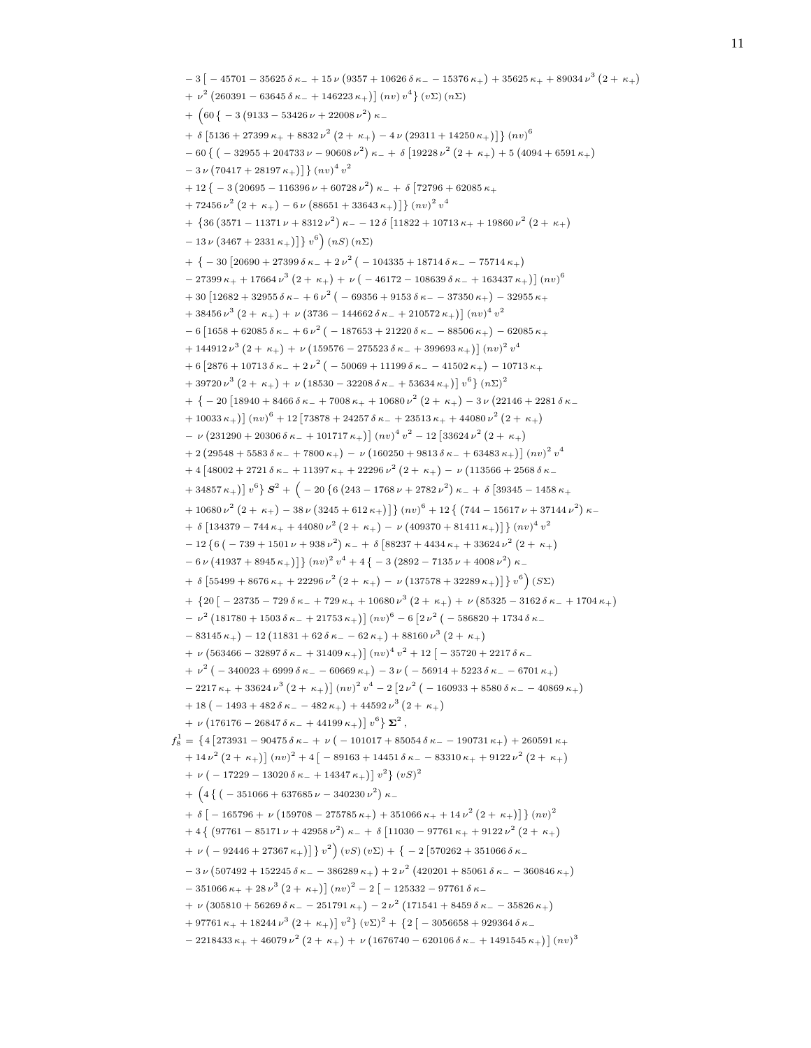$$
\begin{aligned}
& - 3\left[\,-45701 - 35625\,\delta\,\kappa_- + 15\,\nu\left(9357 + 10626\,\delta\,\kappa_- - 15376\,\kappa_+\right) + 35625\,\kappa_+ + 89034\,\nu^3\left(2 + \kappa_+\right)\right. \\
& \left. + \,\nu^2\left(260391 - 63645\,\delta\,\kappa_- + 146223\,\kappa_+\right)\right](nv)\,v^4\Big\}\,(v\Sigma)\,(n\Sigma) \\
& + \Big(60\,\Big\{\,-3\left(9133 - 53426\,\nu + 22008\,\nu^2\right)\kappa_- \\
& + \delta\left[5136 + 27399\,\kappa_+ + 8832\,\nu^2\left(2 + \kappa_+\right) - 4\,\nu\left(29311 + 14250\,\kappa_+\right)\right]\Big\}\,(nv)^6 \\
& - 60\,\Big\{\left(\,-32955 + 204733\,\nu - 90608\,\nu^2\right)\kappa_- + \delta\left[19228\,\nu^2\left(2 + \kappa_+\right) + 5\left(4094 + 6591\,\kappa_+\right)\right. \\
& \left. - 3\,\nu\left(70417 + 28197\,\kappa_+\right)\right]\Big\}\,(nv)^4\,v^2 \\
& + 12\,\Big\{\,-3\left(20695 - 116396\,\nu + 60728\,\nu^2\right)\kappa_- + \delta\left[72796 + 62085\,\kappa_+\right. \\
& \left. + 72456\,\nu^2\left(2 + \kappa_+\right) - 6\,\nu\left(88651 + 33643\,\kappa_+\right)\right]\Big\}\,(nv)^2\,v^4 \\
& + \Big\{36\left(3571 - 11371\,\nu + 8312\,\nu^2\right)\kappa_- - 12\,\delta\left[11822 + 10713\,\kappa_+ + 19860\,\nu^2\left(2 + \kappa_+\right)\right. \\
& \left. - 13\,\nu\left(3467 + 2331\,\kappa_+\right)\right]\Big\}\,v^6\Big)\,(nS)\,(n\Sigma) \\
& + \Big\{\,-30\left[20690 + 27399\,\delta\,\kappa_- + 2\,\nu^2\left(\,-104335 + 18714\,\delta\,\kappa_- - 75714\,\kappa_+\right)\right. \\
& \left. - 27399\,\kappa_+ + 17664\,\nu^3\left(2 + \kappa_+\right) + \nu\left(\,-46172 - 108639\,\delta\,\kappa_- + 163437\,\kappa_+\right)\right](nv)^6 \\
& + 30\left[12682 + 32955\,\delta\,\kappa_- + 6\,\nu^2\left(\,-69356 + 9153\,\delta\,\kappa_- - 37350\,\kappa_+\right) - 32955\,\kappa_+\right. \\
& \left. + 38456\,\nu^3\left(2 + \kappa_+\right) + \nu\left(3736 - 144662\,\delta\,\kappa_- + 210572\,\kappa_+\right)\right](nv)^4\,v^2 \\
& - 6\left[1658 + 62085\,\delta\,\kappa_- + 6\,\nu^2\left(\,-187653 + 21220\,\delta\,\kappa_- - 88506\,\kappa_+\right) - 62085\,\kappa_+\right. \\
& \left. + 144912\,\nu^3\left(2 + \kappa_+\right) + \nu\left(159576 - 275523\,\delta\,\kappa_- + 399693\,\kappa_+\right)\right](nv)^2\,v^4 \\
& + 6\left[2876 + 10713\,\delta\,\kappa_- + 2\,\nu^2\left(\,-50069 + 11199\,\delta\,\kappa_- - 41502\,\kappa_+\right) - 10713\,\kappa_+\right. \\
& \left. + 39720\,\nu^3\left(2 + \kappa_+\right) + \nu\left(18530 - 32208\,\delta\,\kappa_- + 53634\,\kappa_+\right)\right]v^6\Big\}\,(n\Sigma)^2 \\
& + \Big\{\,-20\left[18940 + 8466\,\delta\,\kappa_- + 7008\,\kappa_+ + 10680\,\nu^2\left(2 + \kappa_+\right) - 3\,\nu\left(22146 + 2281\,\delta\,\kappa_-\right.\right. \\
& \left.\left. + 10033\,\kappa_+\right)\right](nv)^6 + 12\left[73878 + 24257\,\delta\,\kappa_- + 23513\,\kappa_+ + 44080\,\nu^2\left(2 + \kappa_+\right)\right. \\
& \left. - \,\nu\left(231290 + 20306\,\delta\,\kappa_- + 101717\,\kappa_+\right)\right](nv)^4\,v^2 - 12\left[33624\,\nu^2\left(2 + \kappa_+\right)\right. \\
& \left. + 2\left(29548 + 5583\,\delta\,\kappa_- + 7800\,\kappa_+\right) - \nu\left(160250 + 9813\,\delta\,\kappa_- + 63483\,\kappa_+\right)\right](nv)^2\,v^4 \\
& + 4\left[48002 + 2721\,\delta\,\kappa_- + 11397\,\kappa_+ + 22296\,\nu^2\left(2 + \kappa_+\right) - \nu\left(113566 + 2568\,\delta\,\kappa_-\right.\right. \\
& \left.\left. + 34857\,\kappa_+\right)\right]v^6\Big\}\,\boldsymbol{S}^2 + \Big(\,-20\,\Big\{6\left(243 - 1768\,\nu + 2782\,\nu^2\right)\kappa_- + \delta\left[39345 - 1458\,\kappa_+\right. \\
& \left. + 10680\,\nu^2\left(2 + \kappa_+\right) - 38\,\nu\left(3245 + 612\,\kappa_+\right)\right]\Big\}\,(nv)^6 + 12\,\Big\{\left(744 - 15617\,\nu + 37144\,\nu^2\right)\kappa_- \\
& + \delta\left[134379 - 744\,\kappa_+ + 44080\,\nu^2\left(2 + \kappa_+\right) - \nu\left(409370 + 81411\,\kappa_+\right)\right]\Big\}\,(nv)^4\,v^2 \\
& - 12\,\Big\{6\left(\,-739 + 1501\,\nu + 938\,\nu^2\right)\kappa_- + \delta\left[88237 + 4434\,\kappa_+ + 33624\,\nu^2\left(2 + \kappa_+\right)\right. \\
& \left. - 6\,\nu\left(41937 + 8945\,\kappa_+\right)\right]\Big\}\,(nv)^2\,v^4 + 4\,\Big\{\,-3\left(2892 - 7135\,\nu + 4008\,\nu^2\right)\kappa_- \\
& + \delta\left[55499 + 8676\,\kappa_+ + 22296\,\nu^2\left(2 + \kappa_+\right) - \nu\left(137578 + 32289\,\kappa_+\right)\right]\Big\}\,v^6\Big)\,(S\Sigma) \\
& + \Big\{20\left[\,-23735 - 729\,\delta\,\kappa_- + 729\,\kappa_+ + 10680\,\nu^3\left(2 + \kappa_+\right) + \nu\left(85325 - 3162\,\delta\,\kappa_- + 1704\,\kappa_+\right)\right. \\
& \left. - \,\nu^2\left(181780 + 1503\,\delta\,\kappa_- + 21753\,\kappa_+\right)\right](nv)^6 - 6\left[2\,\nu^2\left(\,-586820 + 1734\,\delta\,\kappa_-\right.\right. \\
& \left. - 83145\,\kappa_+\right) - 12\left(11831 + 62\,\delta\,\kappa_- - 62\,\kappa_+\right) + 88160\,\nu^3\left(2 + \kappa_+\right) \\
& \left. + \,\nu\left(563466 - 32897\,\delta\,\kappa_- + 31409\,\kappa_+\right)\right](nv)^4\,v^2 + 12\left[\,-35720 + 2217\,\delta\,\kappa_-\right. \\
& + \nu^2\left(\,-340023 + 6999\,\delta\,\kappa_- - 60669\,\kappa_+\right) - 3\,\nu\left(\,-56914 + 5223\,\delta\,\kappa_- - 6701\,\kappa_+\right) \\
& \left. - 2217\,\kappa_+ + 33624\,\nu^3\left(2 + \kappa_+\right)\right](nv)^2\,v^4 - 2\left[2\,\nu^2\left(\,-160933 + 8580\,\delta\,\kappa_- - 40869\,\kappa_+\right)\right. \\
& + 18\left(\,-1493 + 482\,\delta\,\kappa_- - 482\,\kappa_+\right) + 44592\,\nu^3\left(2 + \kappa_+\right) \\
& \left. + \,\nu\left(176176 - 26847\,\delta\,\kappa_- + 44199\,\kappa_+\right)\right]v^6\Big\}\,\boldsymbol{\Sigma}^2\,,
\end{aligned}
$$

$$
\begin{aligned}
f^1_8 = & \Big\{4\left[273931 - 90475\,\delta\,\kappa_- + \nu\left(\,-101017 + 85054\,\delta\,\kappa_- - 190731\,\kappa_+\right) + 260591\,\kappa_+\right. \\
& \left. + 14\,\nu^2\left(2 + \kappa_+\right)\right](nv)^2 + 4\left[\,-89163 + 14451\,\delta\,\kappa_- - 83310\,\kappa_+ + 9122\,\nu^2\left(2 + \kappa_+\right)\right. \\
& \left. + \,\nu\left(\,-17229 - 13020\,\delta\,\kappa_- + 14347\,\kappa_+\right)\right]v^2\Big\}\,(vS)^2 \\
& + \Big(4\,\Big\{\left(\,-351066 + 637685\,\nu - 340230\,\nu^2\right)\kappa_- \\
& + \delta\left[\,-165796 + \nu\left(159708 - 275785\,\kappa_+\right) + 351066\,\kappa_+ + 14\,\nu^2\left(2 + \kappa_+\right)\right]\Big\}\,(nv)^2 \\
& + 4\,\Big\{\left(97761 - 85171\,\nu + 42958\,\nu^2\right)\kappa_- + \delta\left[11030 - 97761\,\kappa_+ + 9122\,\nu^2\left(2 + \kappa_+\right)\right. \\
& \left. + \,\nu\left(\,-92446 + 27367\,\kappa_+\right)\right]\Big\}\,v^2\Big)\,(vS)\,(v\Sigma) + \Big\{\,-2\left[570262 + 351066\,\delta\,\kappa_-\right. \\
& - 3\,\nu\left(507492 + 152245\,\delta\,\kappa_- - 386289\,\kappa_+\right) + 2\,\nu^2\left(420201 + 85061\,\delta\,\kappa_- - 360846\,\kappa_+\right) \\
& \left. - 351066\,\kappa_+ + 28\,\nu^3\left(2 + \kappa_+\right)\right](nv)^2 - 2\left[\,-125332 - 97761\,\delta\,\kappa_-\right. \\
& + \nu\left(305810 + 56269\,\delta\,\kappa_- - 251791\,\kappa_+\right) - 2\,\nu^2\left(171541 + 8459\,\delta\,\kappa_- - 35826\,\kappa_+\right) \\
& \left. + 97761\,\kappa_+ + 18244\,\nu^3\left(2 + \kappa_+\right)\right]v^2\Big\}\,(v\Sigma)^2 + \Big\{2\left[\,-3056658 + 929364\,\delta\,\kappa_-\right. \\
& \left. - 2218433\,\kappa_+ + 46079\,\nu^2\left(2 + \kappa_+\right) + \nu\left(1676740 - 620106\,\delta\,\kappa_- + 1491545\,\kappa_+\right)\right](nv)^3
\end{aligned}
$$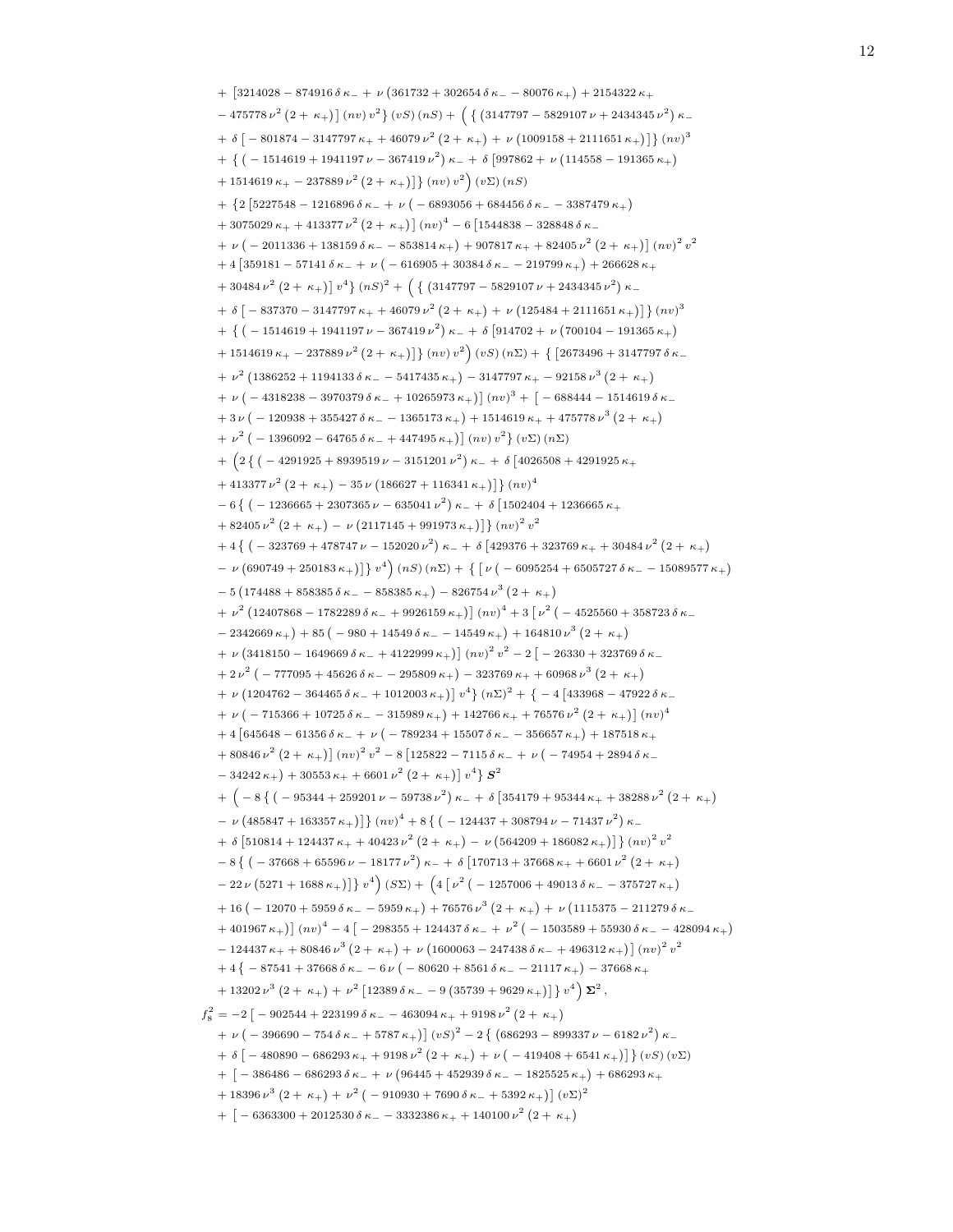$$
\begin{aligned}
&+ \left[3214028 - 874916\,\delta\,\kappa_- + \nu\left(361732 + 302654\,\delta\,\kappa_- - 80076\,\kappa_+\right) + 2154322\,\kappa_+\right.\\
&\left.- 475778\,\nu^2\left(2 + \kappa_+\right)\right](nv)\,v^2\Big\}\,(vS)\,(nS) + \Big(\Big\{\left(3147797 - 5829107\,\nu + 2434345\,\nu^2\right)\kappa_-\\
&+ \delta\left[-801874 - 3147797\,\kappa_+ + 46079\,\nu^2\left(2 + \kappa_+\right) + \nu\left(1009158 + 2111651\,\kappa_+\right)\right]\Big\}(nv)^3\\
&+ \Big\{\left(-1514619 + 1941197\,\nu - 367419\,\nu^2\right)\kappa_- + \delta\left[997862 + \nu\left(114558 - 191365\,\kappa_+\right)\right.\\
&\left.+ 1514619\,\kappa_+ - 237889\,\nu^2\left(2 + \kappa_+\right)\right]\Big\}(nv)\,v^2\Big)\,(v\Sigma)\,(nS)\\
&+ \Big\{2\left[5227548 - 1216896\,\delta\,\kappa_- + \nu\left(-6893056 + 684456\,\delta\,\kappa_- - 3387479\,\kappa_+\right)\right.\\
&\left.+ 3075029\,\kappa_+ + 413377\,\nu^2\left(2 + \kappa_+\right)\right](nv)^4 - 6\left[1544838 - 328848\,\delta\,\kappa_-\right.\\
&\left.+ \nu\left(-2011336 + 138159\,\delta\,\kappa_- - 853814\,\kappa_+\right) + 907817\,\kappa_+ + 82405\,\nu^2\left(2 + \kappa_+\right)\right](nv)^2\,v^2\\
&+ 4\left[359181 - 57141\,\delta\,\kappa_- + \nu\left(-616905 + 30384\,\delta\,\kappa_- - 219799\,\kappa_+\right) + 266628\,\kappa_+\right.\\
&\left.+ 30484\,\nu^2\left(2 + \kappa_+\right)\right]v^4\Big\}\,(nS)^2 + \Big(\Big\{\left(3147797 - 5829107\,\nu + 2434345\,\nu^2\right)\kappa_-\\
&+ \delta\left[-837370 - 3147797\,\kappa_+ + 46079\,\nu^2\left(2 + \kappa_+\right) + \nu\left(125484 + 2111651\,\kappa_+\right)\right]\Big\}(nv)^3\\
&+ \Big\{\left(-1514619 + 1941197\,\nu - 367419\,\nu^2\right)\kappa_- + \delta\left[914702 + \nu\left(700104 - 191365\,\kappa_+\right)\right.\\
&\left.+ 1514619\,\kappa_+ - 237889\,\nu^2\left(2 + \kappa_+\right)\right]\Big\}(nv)\,v^2\Big)\,(vS)\,(n\Sigma) + \Big\{\left[2673496 + 3147797\,\delta\,\kappa_-\right.\\
&+ \nu^2\left(1386252 + 1194133\,\delta\,\kappa_- - 5417435\,\kappa_+\right) - 3147797\,\kappa_+ - 92158\,\nu^3\left(2 + \kappa_+\right)\\
&\left.+ \nu\left(-4318238 - 3970379\,\delta\,\kappa_- + 10265973\,\kappa_+\right)\right](nv)^3 + \left[-688444 - 1514619\,\delta\,\kappa_-\right.\\
&+ 3\,\nu\left(-120938 + 355427\,\delta\,\kappa_- - 1365173\,\kappa_+\right) + 1514619\,\kappa_+ + 475778\,\nu^3\left(2 + \kappa_+\right)\\
&\left.+ \nu^2\left(-1396092 - 64765\,\delta\,\kappa_- + 447495\,\kappa_+\right)\right](nv)\,v^2\Big\}\,(v\Sigma)\,(n\Sigma)\\
&+ \Big(2\Big\{\left(-4291925 + 8939519\,\nu - 3151201\,\nu^2\right)\kappa_- + \delta\left[4026508 + 4291925\,\kappa_+\right.\\
&\left.+ 413377\,\nu^2\left(2 + \kappa_+\right) - 35\,\nu\left(186627 + 116341\,\kappa_+\right)\right]\Big\}(nv)^4\\
&- 6\Big\{\left(-1236665 + 2307365\,\nu - 635041\,\nu^2\right)\kappa_- + \delta\left[1502404 + 1236665\,\kappa_+\right.\\
&\left.+ 82405\,\nu^2\left(2 + \kappa_+\right) - \nu\left(2117145 + 991973\,\kappa_+\right)\right]\Big\}(nv)^2\,v^2\\
&+ 4\Big\{\left(-323769 + 478747\,\nu - 152020\,\nu^2\right)\kappa_- + \delta\left[429376 + 323769\,\kappa_+ + 30484\,\nu^2\left(2 + \kappa_+\right)\right.\\
&\left.- \nu\left(690749 + 250183\,\kappa_+\right)\right]\Big\}\,v^4\Big)\,(nS)\,(n\Sigma) + \Big\{\left[\nu\left(-6095254 + 6505727\,\delta\,\kappa_- - 15089577\,\kappa_+\right)\right.\\
&- 5\left(174488 + 858385\,\delta\,\kappa_- - 858385\,\kappa_+\right) - 826754\,\nu^3\left(2 + \kappa_+\right)\\
&\left.+ \nu^2\left(12407868 - 1782289\,\delta\,\kappa_- + 9926159\,\kappa_+\right)\right](nv)^4 + 3\left[\nu^2\left(-4525560 + 358723\,\delta\,\kappa_-\right.\right.\\
&\left.- 2342669\,\kappa_+\right) + 85\left(-980 + 14549\,\delta\,\kappa_- - 14549\,\kappa_+\right) + 164810\,\nu^3\left(2 + \kappa_+\right)\\
&\left.+ \nu\left(3418150 - 1649669\,\delta\,\kappa_- + 4122999\,\kappa_+\right)\right](nv)^2\,v^2 - 2\left[-26330 + 323769\,\delta\,\kappa_-\right.\\
&+ 2\,\nu^2\left(-777095 + 45626\,\delta\,\kappa_- - 295809\,\kappa_+\right) - 323769\,\kappa_+ + 60968\,\nu^3\left(2 + \kappa_+\right)\\
&\left.+ \nu\left(1204762 - 364465\,\delta\,\kappa_- + 1012003\,\kappa_+\right)\right]v^4\Big\}\,(n\Sigma)^2 + \Big\{-4\left[433968 - 47922\,\delta\,\kappa_-\right.\\
&\left.+ \nu\left(-715366 + 10725\,\delta\,\kappa_- - 315989\,\kappa_+\right) + 142766\,\kappa_+ + 76576\,\nu^2\left(2 + \kappa_+\right)\right](nv)^4\\
&+ 4\left[645648 - 61356\,\delta\,\kappa_- + \nu\left(-789234 + 15507\,\delta\,\kappa_- - 356657\,\kappa_+\right) + 187518\,\kappa_+\right.\\
&\left.+ 80846\,\nu^2\left(2 + \kappa_+\right)\right](nv)^2\,v^2 - 8\left[125822 - 7115\,\delta\,\kappa_- + \nu\left(-74954 + 2894\,\delta\,\kappa_-\right.\right.\\
&\left.\left.- 34242\,\kappa_+\right) + 30553\,\kappa_+ + 6601\,\nu^2\left(2 + \kappa_+\right)\right]v^4\Big\}\,\boldsymbol{S}^2\\
&+ \Big(-8\Big\{\left(-95344 + 259201\,\nu - 59738\,\nu^2\right)\kappa_- + \delta\left[354179 + 95344\,\kappa_+ + 38288\,\nu^2\left(2 + \kappa_+\right)\right.\\
&\left.- \nu\left(485847 + 163357\,\kappa_+\right)\right]\Big\}(nv)^4 + 8\Big\{\left(-124437 + 308794\,\nu - 71437\,\nu^2\right)\kappa_-\\
&+ \delta\left[510814 + 124437\,\kappa_+ + 40423\,\nu^2\left(2 + \kappa_+\right) - \nu\left(564209 + 186082\,\kappa_+\right)\right]\Big\}(nv)^2\,v^2\\
&- 8\Big\{\left(-37668 + 65596\,\nu - 18177\,\nu^2\right)\kappa_- + \delta\left[170713 + 37668\,\kappa_+ + 6601\,\nu^2\left(2 + \kappa_+\right)\right.\\
&\left.- 22\,\nu\left(5271 + 1688\,\kappa_+\right)\right]\Big\}\,v^4\Big)\,(S\Sigma) + \Big(4\left[\nu^2\left(-1257006 + 49013\,\delta\,\kappa_- - 375727\,\kappa_+\right)\right.\\
&+ 16\left(-12070 + 5959\,\delta\,\kappa_- - 5959\,\kappa_+\right) + 76576\,\nu^3\left(2 + \kappa_+\right) + \nu\left(1115375 - 211279\,\delta\,\kappa_-\right.\\
&\left.\left.+ 401967\,\kappa_+\right)\right](nv)^4 - 4\left[-298355 + 124437\,\delta\,\kappa_- + \nu^2\left(-1503589 + 55930\,\delta\,\kappa_- - 428094\,\kappa_+\right)\right.\\
&\left.- 124437\,\kappa_+ + 80846\,\nu^3\left(2 + \kappa_+\right) + \nu\left(1600063 - 247438\,\delta\,\kappa_- + 496312\,\kappa_+\right)\right](nv)^2\,v^2\\
&+ 4\Big\{-87541 + 37668\,\delta\,\kappa_- - 6\,\nu\left(-80620 + 8561\,\delta\,\kappa_- - 21117\,\kappa_+\right) - 37668\,\kappa_+\\
&+ 13202\,\nu^3\left(2 + \kappa_+\right) + \nu^2\left[12389\,\delta\,\kappa_- - 9\left(35739 + 9629\,\kappa_+\right)\right]\Big\}\,v^4\Big)\,\boldsymbol{\Sigma}^2\,,
\end{aligned}
$$

$$
\begin{aligned}
f_8^2 =& -2\left[-902544 + 223199\,\delta\,\kappa_- - 463094\,\kappa_+ + 9198\,\nu^2\left(2 + \kappa_+\right)\right.\\
&\left.+ \nu\left(-396690 - 754\,\delta\,\kappa_- + 5787\,\kappa_+\right)\right](vS)^2 - 2\Big\{\left(686293 - 899337\,\nu - 6182\,\nu^2\right)\kappa_-\\
&+ \delta\left[-480890 - 686293\,\kappa_+ + 9198\,\nu^2\left(2 + \kappa_+\right) + \nu\left(-419408 + 6541\,\kappa_+\right)\right]\Big\}\,(vS)\,(v\Sigma)\\
&+ \left[-386486 - 686293\,\delta\,\kappa_- + \nu\left(96445 + 452939\,\delta\,\kappa_- - 1825525\,\kappa_+\right) + 686293\,\kappa_+\right.\\
&\left.+ 18396\,\nu^3\left(2 + \kappa_+\right) + \nu^2\left(-910930 + 7690\,\delta\,\kappa_- + 5392\,\kappa_+\right)\right](v\Sigma)^2\\
&+ \left[-6363300 + 2012530\,\delta\,\kappa_- - 3332386\,\kappa_+ + 140100\,\nu^2\left(2 + \kappa_+\right)\right.
\end{aligned}
$$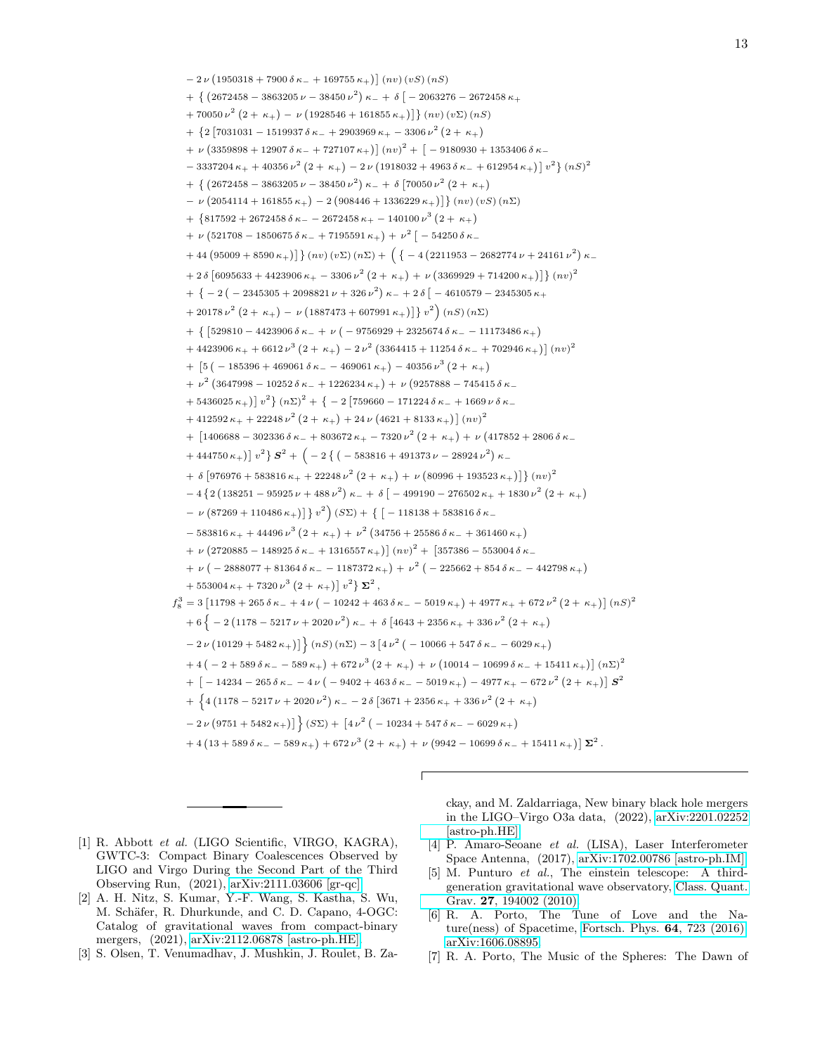$$
\begin{aligned}
&- 2\,\nu\left(1950318 + 7900\,\delta\,\kappa_- + 169755\,\kappa_+\right)\big]\,(nv)\,(vS)\,(nS)\\
&+ \big\{\left(2672458 - 3863205\,\nu - 38450\,\nu^2\right)\kappa_- + \delta\big[-2063276 - 2672458\,\kappa_+\\
&+ 70050\,\nu^2\left(2 + \kappa_+\right) - \nu\left(1928546 + 161855\,\kappa_+\right)\big]\big\}\,(nv)\,(v\Sigma)\,(nS)\\
&+ \big\{2\big[7031031 - 1519937\,\delta\,\kappa_- + 2903969\,\kappa_+ - 3306\,\nu^2\left(2 + \kappa_+\right)\\
&+ \nu\left(3359898 + 12907\,\delta\,\kappa_- + 727107\,\kappa_+\right)\big]\,(nv)^2 + \big[-9180930 + 1353406\,\delta\,\kappa_-\\
&- 3337204\,\kappa_+ + 40356\,\nu^2\left(2 + \kappa_+\right) - 2\,\nu\left(1918032 + 4963\,\delta\,\kappa_- + 612954\,\kappa_+\right)\big]\,v^2\big\}\,(nS)^2\\
&+ \big\{\left(2672458 - 3863205\,\nu - 38450\,\nu^2\right)\kappa_- + \delta\big[70050\,\nu^2\left(2 + \kappa_+\right)\\
&- \nu\left(2054114 + 161855\,\kappa_+\right) - 2\left(908446 + 1336229\,\kappa_+\right)\big]\big\}\,(nv)\,(vS)\,(n\Sigma)\\
&+ \big\{817592 + 2672458\,\delta\,\kappa_- - 2672458\,\kappa_+ - 140100\,\nu^3\left(2 + \kappa_+\right)\\
&+ \nu\left(521708 - 1850675\,\delta\,\kappa_- + 7195591\,\kappa_+\right) + \nu^2\big[-54250\,\delta\,\kappa_-\\
&+ 44\left(95009 + 8590\,\kappa_+\right)\big]\big\}\,(nv)\,(v\Sigma)\,(n\Sigma) + \Big(\big\{-4\left(2211953 - 2682774\,\nu + 24161\,\nu^2\right)\kappa_-\\
&+ 2\,\delta\big[6095633 + 4423906\,\kappa_+ - 3306\,\nu^2\left(2 + \kappa_+\right) + \nu\left(3369929 + 714200\,\kappa_+\right)\big]\big\}\,(nv)^2\\
&+ \big\{-2\left(-2345305 + 2098821\,\nu + 326\,\nu^2\right)\kappa_- + 2\,\delta\big[-4610579 - 2345305\,\kappa_+\\
&+ 20178\,\nu^2\left(2 + \kappa_+\right) - \nu\left(1887473 + 607991\,\kappa_+\right)\big]\big\}\,v^2\Big)\,(nS)\,(n\Sigma)\\
&+ \big\{\big[529810 - 4423906\,\delta\,\kappa_- + \nu\left(-9756929 + 2325674\,\delta\,\kappa_- - 11173486\,\kappa_+\right)\\
&+ 4423906\,\kappa_+ + 6612\,\nu^3\left(2 + \kappa_+\right) - 2\,\nu^2\left(3364415 + 11254\,\delta\,\kappa_- + 702946\,\kappa_+\right)\big]\,(nv)^2\\
&+ \big[5\left(-185396 + 469061\,\delta\,\kappa_- - 469061\,\kappa_+\right) - 40356\,\nu^3\left(2 + \kappa_+\right)\\
&+ \nu^2\left(3647998 - 10252\,\delta\,\kappa_- + 1226234\,\kappa_+\right) + \nu\left(9257888 - 745415\,\delta\,\kappa_-\right.\\
&\left.+ 5436025\,\kappa_+\right)\big]\,v^2\big\}\,(n\Sigma)^2 + \big\{-2\big[759660 - 171224\,\delta\,\kappa_- + 1669\,\nu\,\delta\,\kappa_-\\
&+ 412592\,\kappa_+ + 22248\,\nu^2\left(2 + \kappa_+\right) + 24\,\nu\left(4621 + 8133\,\kappa_+\right)\big]\,(nv)^2\\
&+ \big[1406688 - 302336\,\delta\,\kappa_- + 803672\,\kappa_+ - 7320\,\nu^2\left(2 + \kappa_+\right) + \nu\left(417852 + 2806\,\delta\,\kappa_-\right.\\
&\left.+ 444750\,\kappa_+\right)\big]\,v^2\big\}\,\boldsymbol{S}^2 + \Big(-2\big\{\left(-583816 + 491373\,\nu - 28924\,\nu^2\right)\kappa_-\\
&+ \delta\big[976976 + 583816\,\kappa_+ + 22248\,\nu^2\left(2 + \kappa_+\right) + \nu\left(80996 + 193523\,\kappa_+\right)\big]\big\}\,(nv)^2\\
&- 4\big\{2\left(138251 - 95925\,\nu + 488\,\nu^2\right)\kappa_- + \delta\big[-499190 - 276502\,\kappa_+ + 1830\,\nu^2\left(2 + \kappa_+\right)\\
&- \nu\left(87269 + 110486\,\kappa_+\right)\big]\big\}\,v^2\Big)\,(S\Sigma) + \big\{\big[-118138 + 583816\,\delta\,\kappa_-\\
&- 583816\,\kappa_+ + 44496\,\nu^3\left(2 + \kappa_+\right) + \nu^2\left(34756 + 25586\,\delta\,\kappa_- + 361460\,\kappa_+\right)\\
&+ \nu\left(2720885 - 148925\,\delta\,\kappa_- + 1316557\,\kappa_+\right)\big]\,(nv)^2 + \big[357386 - 553004\,\delta\,\kappa_-\\
&+ \nu\left(-2888077 + 81364\,\delta\,\kappa_- - 1187372\,\kappa_+\right) + \nu^2\left(-225662 + 854\,\delta\,\kappa_- - 442798\,\kappa_+\right)\\
&+ 553004\,\kappa_+ + 7320\,\nu^3\left(2 + \kappa_+\right)\big]\,v^2\big\}\,\boldsymbol{\Sigma}^2\,,
\end{aligned}
$$

$$
\begin{aligned}
f_8^3 &= 3\left[11798 + 265\,\delta\,\kappa_- + 4\,\nu\left(-10242 + 463\,\delta\,\kappa_- - 5019\,\kappa_+\right) + 4977\,\kappa_+ + 672\,\nu^2\left(2 + \kappa_+\right)\right](nS)^2\\
&+ 6\Big\{-2\left(1178 - 5217\,\nu + 2020\,\nu^2\right)\kappa_- + \delta\big[4643 + 2356\,\kappa_+ + 336\,\nu^2\left(2 + \kappa_+\right)\\
&- 2\,\nu\left(10129 + 5482\,\kappa_+\right)\big]\Big\}\,(nS)\,(n\Sigma) - 3\big[4\,\nu^2\left(-10066 + 547\,\delta\,\kappa_- - 6029\,\kappa_+\right)\\
&+ 4\left(-2 + 589\,\delta\,\kappa_- - 589\,\kappa_+\right) + 672\,\nu^3\left(2 + \kappa_+\right) + \nu\left(10014 - 10699\,\delta\,\kappa_- + 15411\,\kappa_+\right)\big]\,(n\Sigma)^2\\
&+ \big[-14234 - 265\,\delta\,\kappa_- - 4\,\nu\left(-9402 + 463\,\delta\,\kappa_- - 5019\,\kappa_+\right) - 4977\,\kappa_+ - 672\,\nu^2\left(2 + \kappa_+\right)\big]\,\boldsymbol{S}^2\\
&+ \Big\{4\left(1178 - 5217\,\nu + 2020\,\nu^2\right)\kappa_- - 2\,\delta\big[3671 + 2356\,\kappa_+ + 336\,\nu^2\left(2 + \kappa_+\right)\\
&- 2\,\nu\left(9751 + 5482\,\kappa_+\right)\big]\Big\}\,(S\Sigma) + \big[4\,\nu^2\left(-10234 + 547\,\delta\,\kappa_- - 6029\,\kappa_+\right)\\
&+ 4\left(13 + 589\,\delta\,\kappa_- - 589\,\kappa_+\right) + 672\,\nu^3\left(2 + \kappa_+\right) + \nu\left(9942 - 10699\,\delta\,\kappa_- + 15411\,\kappa_+\right)\big]\,\boldsymbol{\Sigma}^2\,.
\end{aligned}
$$

---

[1] R. Abbott *et al.* (LIGO Scientific, VIRGO, KAGRA), GWTC-3: Compact Binary Coalescences Observed by LIGO and Virgo During the Second Part of the Third Observing Run, (2021), arXiv:2111.03606 [gr-qc].

[2] A. H. Nitz, S. Kumar, Y.-F. Wang, S. Kastha, S. Wu, M. Schäfer, R. Dhurkunde, and C. D. Capano, 4-OGC: Catalog of gravitational waves from compact-binary mergers, (2021), arXiv:2112.06878 [astro-ph.HE].

[3] S. Olsen, T. Venumadhav, J. Mushkin, J. Roulet, B. Zackay, and M. Zaldarriaga, New binary black hole mergers in the LIGO–Virgo O3a data, (2022), arXiv:2201.02252 [astro-ph.HE].

[4] P. Amaro-Seoane *et al.* (LISA), Laser Interferometer Space Antenna, (2017), arXiv:1702.00786 [astro-ph.IM].

[5] M. Punturo *et al.*, The einstein telescope: A third-generation gravitational wave observatory, Class. Quant. Grav. **27**, 194002 (2010).

[6] R. A. Porto, The Tune of Love and the Nature(ness) of Spacetime, Fortsch. Phys. **64**, 723 (2016), arXiv:1606.08895.

[7] R. A. Porto, The Music of the Spheres: The Dawn of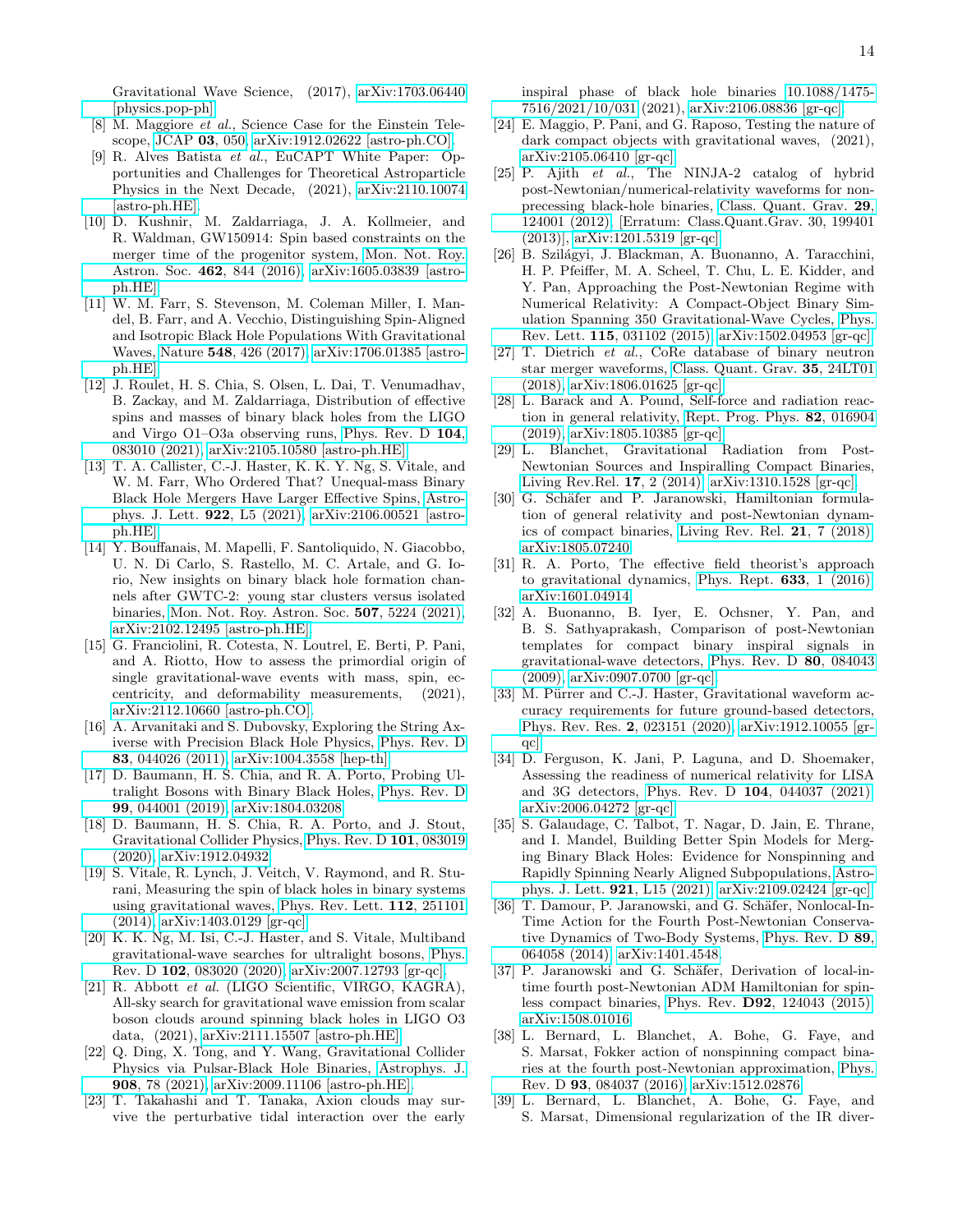Gravitational Wave Science, (2017), arXiv:1703.06440 [physics.pop-ph].

[8] M. Maggiore *et al.*, Science Case for the Einstein Telescope, JCAP **03**, 050, arXiv:1912.02622 [astro-ph.CO].

[9] R. Alves Batista *et al.*, EuCAPT White Paper: Opportunities and Challenges for Theoretical Astroparticle Physics in the Next Decade, (2021), arXiv:2110.10074 [astro-ph.HE].

[10] D. Kushnir, M. Zaldarriaga, J. A. Kollmeier, and R. Waldman, GW150914: Spin based constraints on the merger time of the progenitor system, Mon. Not. Roy. Astron. Soc. **462**, 844 (2016), arXiv:1605.03839 [astro-ph.HE].

[11] W. M. Farr, S. Stevenson, M. Coleman Miller, I. Mandel, B. Farr, and A. Vecchio, Distinguishing Spin-Aligned and Isotropic Black Hole Populations With Gravitational Waves, Nature **548**, 426 (2017), arXiv:1706.01385 [astro-ph.HE].

[12] J. Roulet, H. S. Chia, S. Olsen, L. Dai, T. Venumadhav, B. Zackay, and M. Zaldarriaga, Distribution of effective spins and masses of binary black holes from the LIGO and Virgo O1–O3a observing runs, Phys. Rev. D **104**, 083010 (2021), arXiv:2105.10580 [astro-ph.HE].

[13] T. A. Callister, C.-J. Haster, K. K. Y. Ng, S. Vitale, and W. M. Farr, Who Ordered That? Unequal-mass Binary Black Hole Mergers Have Larger Effective Spins, Astrophys. J. Lett. **922**, L5 (2021), arXiv:2106.00521 [astro-ph.HE].

[14] Y. Bouffanais, M. Mapelli, F. Santoliquido, N. Giacobbo, U. N. Di Carlo, S. Rastello, M. C. Artale, and G. Iorio, New insights on binary black hole formation channels after GWTC-2: young star clusters versus isolated binaries, Mon. Not. Roy. Astron. Soc. **507**, 5224 (2021), arXiv:2102.12495 [astro-ph.HE].

[15] G. Franciolini, R. Cotesta, N. Loutrel, E. Berti, P. Pani, and A. Riotto, How to assess the primordial origin of single gravitational-wave events with mass, spin, eccentricity, and deformability measurements, (2021), arXiv:2112.10660 [astro-ph.CO].

[16] A. Arvanitaki and S. Dubovsky, Exploring the String Axiverse with Precision Black Hole Physics, Phys. Rev. D **83**, 044026 (2011), arXiv:1004.3558 [hep-th].

[17] D. Baumann, H. S. Chia, and R. A. Porto, Probing Ultralight Bosons with Binary Black Holes, Phys. Rev. D **99**, 044001 (2019), arXiv:1804.03208.

[18] D. Baumann, H. S. Chia, R. A. Porto, and J. Stout, Gravitational Collider Physics, Phys. Rev. D **101**, 083019 (2020), arXiv:1912.04932.

[19] S. Vitale, R. Lynch, J. Veitch, V. Raymond, and R. Sturani, Measuring the spin of black holes in binary systems using gravitational waves, Phys. Rev. Lett. **112**, 251101 (2014), arXiv:1403.0129 [gr-qc].

[20] K. K. Ng, M. Isi, C.-J. Haster, and S. Vitale, Multiband gravitational-wave searches for ultralight bosons, Phys. Rev. D **102**, 083020 (2020), arXiv:2007.12793 [gr-qc].

[21] R. Abbott *et al.* (LIGO Scientific, VIRGO, KAGRA), All-sky search for gravitational wave emission from scalar boson clouds around spinning black holes in LIGO O3 data, (2021), arXiv:2111.15507 [astro-ph.HE].

[22] Q. Ding, X. Tong, and Y. Wang, Gravitational Collider Physics via Pulsar-Black Hole Binaries, Astrophys. J. **908**, 78 (2021), arXiv:2009.11106 [astro-ph.HE].

[23] T. Takahashi and T. Tanaka, Axion clouds may survive the perturbative tidal interaction over the early inspiral phase of black hole binaries 10.1088/1475-7516/2021/10/031 (2021), arXiv:2106.08836 [gr-qc].

[24] E. Maggio, P. Pani, and G. Raposo, Testing the nature of dark compact objects with gravitational waves, (2021), arXiv:2105.06410 [gr-qc].

[25] P. Ajith *et al.*, The NINJA-2 catalog of hybrid post-Newtonian/numerical-relativity waveforms for non-precessing black-hole binaries, Class. Quant. Grav. **29**, 124001 (2012), [Erratum: Class.Quant.Grav. 30, 199401 (2013)], arXiv:1201.5319 [gr-qc].

[26] B. Szilágyi, J. Blackman, A. Buonanno, A. Taracchini, H. P. Pfeiffer, M. A. Scheel, T. Chu, L. E. Kidder, and Y. Pan, Approaching the Post-Newtonian Regime with Numerical Relativity: A Compact-Object Binary Simulation Spanning 350 Gravitational-Wave Cycles, Phys. Rev. Lett. **115**, 031102 (2015), arXiv:1502.04953 [gr-qc].

[27] T. Dietrich *et al.*, CoRe database of binary neutron star merger waveforms, Class. Quant. Grav. **35**, 24LT01 (2018), arXiv:1806.01625 [gr-qc].

[28] L. Barack and A. Pound, Self-force and radiation reaction in general relativity, Rept. Prog. Phys. **82**, 016904 (2019), arXiv:1805.10385 [gr-qc].

[29] L. Blanchet, Gravitational Radiation from Post-Newtonian Sources and Inspiralling Compact Binaries, Living Rev.Rel. **17**, 2 (2014), arXiv:1310.1528 [gr-qc].

[30] G. Schäfer and P. Jaranowski, Hamiltonian formulation of general relativity and post-Newtonian dynamics of compact binaries, Living Rev. Rel. **21**, 7 (2018), arXiv:1805.07240.

[31] R. A. Porto, The effective field theorist's approach to gravitational dynamics, Phys. Rept. **633**, 1 (2016), arXiv:1601.04914.

[32] A. Buonanno, B. Iyer, E. Ochsner, Y. Pan, and B. S. Sathyaprakash, Comparison of post-Newtonian templates for compact binary inspiral signals in gravitational-wave detectors, Phys. Rev. D **80**, 084043 (2009), arXiv:0907.0700 [gr-qc].

[33] M. Pürrer and C.-J. Haster, Gravitational waveform accuracy requirements for future ground-based detectors, Phys. Rev. Res. **2**, 023151 (2020), arXiv:1912.10055 [gr-qc].

[34] D. Ferguson, K. Jani, P. Laguna, and D. Shoemaker, Assessing the readiness of numerical relativity for LISA and 3G detectors, Phys. Rev. D **104**, 044037 (2021), arXiv:2006.04272 [gr-qc].

[35] S. Galaudage, C. Talbot, T. Nagar, D. Jain, E. Thrane, and I. Mandel, Building Better Spin Models for Merging Binary Black Holes: Evidence for Nonspinning and Rapidly Spinning Nearly Aligned Subpopulations, Astrophys. J. Lett. **921**, L15 (2021), arXiv:2109.02424 [gr-qc].

[36] T. Damour, P. Jaranowski, and G. Schäfer, Nonlocal-In-Time Action for the Fourth Post-Newtonian Conservative Dynamics of Two-Body Systems, Phys. Rev. D **89**, 064058 (2014), arXiv:1401.4548.

[37] P. Jaranowski and G. Schäfer, Derivation of local-in-time fourth post-Newtonian ADM Hamiltonian for spinless compact binaries, Phys. Rev. **D92**, 124043 (2015), arXiv:1508.01016.

[38] L. Bernard, L. Blanchet, A. Bohe, G. Faye, and S. Marsat, Fokker action of nonspinning compact binaries at the fourth post-Newtonian approximation, Phys. Rev. D **93**, 084037 (2016), arXiv:1512.02876.

[39] L. Bernard, L. Blanchet, A. Bohe, G. Faye, and S. Marsat, Dimensional regularization of the IR diver-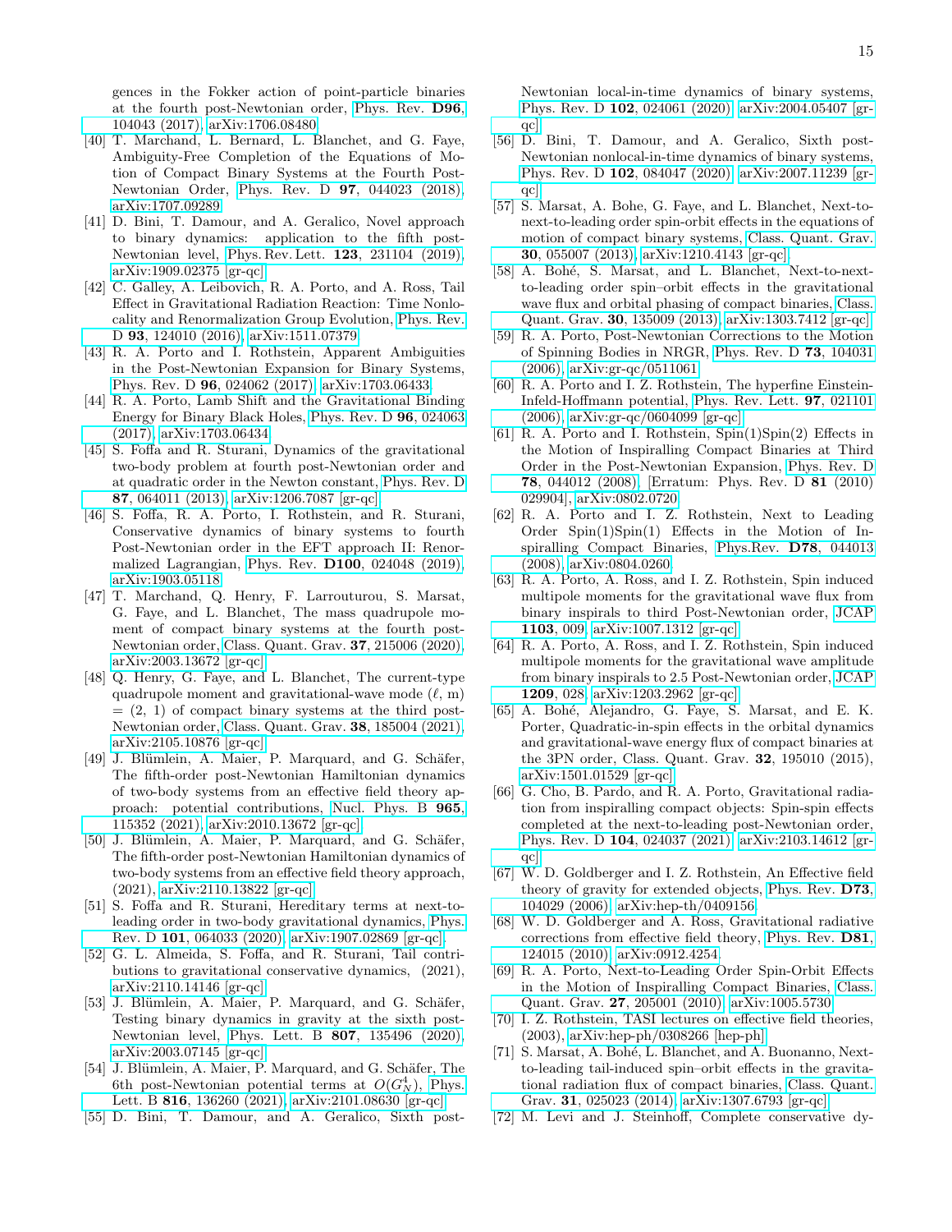gences in the Fokker action of point-particle binaries at the fourth post-Newtonian order, Phys. Rev. **D96**, 104043 (2017), arXiv:1706.08480.

[40] T. Marchand, L. Bernard, L. Blanchet, and G. Faye, Ambiguity-Free Completion of the Equations of Motion of Compact Binary Systems at the Fourth Post-Newtonian Order, Phys. Rev. D **97**, 044023 (2018), arXiv:1707.09289.

[41] D. Bini, T. Damour, and A. Geralico, Novel approach to binary dynamics: application to the fifth post-Newtonian level, Phys. Rev. Lett. **123**, 231104 (2019), arXiv:1909.02375 [gr-qc].

[42] C. Galley, A. Leibovich, R. A. Porto, and A. Ross, Tail Effect in Gravitational Radiation Reaction: Time Nonlocality and Renormalization Group Evolution, Phys. Rev. D **93**, 124010 (2016), arXiv:1511.07379.

[43] R. A. Porto and I. Rothstein, Apparent Ambiguities in the Post-Newtonian Expansion for Binary Systems, Phys. Rev. D **96**, 024062 (2017), arXiv:1703.06433.

[44] R. A. Porto, Lamb Shift and the Gravitational Binding Energy for Binary Black Holes, Phys. Rev. D **96**, 024063 (2017), arXiv:1703.06434.

[45] S. Foffa and R. Sturani, Dynamics of the gravitational two-body problem at fourth post-Newtonian order and at quadratic order in the Newton constant, Phys. Rev. D **87**, 064011 (2013), arXiv:1206.7087 [gr-qc].

[46] S. Foffa, R. A. Porto, I. Rothstein, and R. Sturani, Conservative dynamics of binary systems to fourth Post-Newtonian order in the EFT approach II: Renormalized Lagrangian, Phys. Rev. **D100**, 024048 (2019), arXiv:1903.05118.

[47] T. Marchand, Q. Henry, F. Larrouturou, S. Marsat, G. Faye, and L. Blanchet, The mass quadrupole moment of compact binary systems at the fourth post-Newtonian order, Class. Quant. Grav. **37**, 215006 (2020), arXiv:2003.13672 [gr-qc].

[48] Q. Henry, G. Faye, and L. Blanchet, The current-type quadrupole moment and gravitational-wave mode ($\ell$, m) = (2, 1) of compact binary systems at the third post-Newtonian order, Class. Quant. Grav. **38**, 185004 (2021), arXiv:2105.10876 [gr-qc].

[49] J. Blümlein, A. Maier, P. Marquard, and G. Schäfer, The fifth-order post-Newtonian Hamiltonian dynamics of two-body systems from an effective field theory approach: potential contributions, Nucl. Phys. B **965**, 115352 (2021), arXiv:2010.13672 [gr-qc].

[50] J. Blümlein, A. Maier, P. Marquard, and G. Schäfer, The fifth-order post-Newtonian Hamiltonian dynamics of two-body systems from an effective field theory approach, (2021), arXiv:2110.13822 [gr-qc].

[51] S. Foffa and R. Sturani, Hereditary terms at next-to-leading order in two-body gravitational dynamics, Phys. Rev. D **101**, 064033 (2020), arXiv:1907.02869 [gr-qc].

[52] G. L. Almeida, S. Foffa, and R. Sturani, Tail contributions to gravitational conservative dynamics, (2021), arXiv:2110.14146 [gr-qc].

[53] J. Blümlein, A. Maier, P. Marquard, and G. Schäfer, Testing binary dynamics in gravity at the sixth post-Newtonian level, Phys. Lett. B **807**, 135496 (2020), arXiv:2003.07145 [gr-qc].

[54] J. Blümlein, A. Maier, P. Marquard, and G. Schäfer, The 6th post-Newtonian potential terms at $O(G_N^4)$, Phys. Lett. B **816**, 136260 (2021), arXiv:2101.08630 [gr-qc].

[55] D. Bini, T. Damour, and A. Geralico, Sixth post-Newtonian local-in-time dynamics of binary systems, Phys. Rev. D **102**, 024061 (2020), arXiv:2004.05407 [gr-qc].

[56] D. Bini, T. Damour, and A. Geralico, Sixth post-Newtonian nonlocal-in-time dynamics of binary systems, Phys. Rev. D **102**, 084047 (2020), arXiv:2007.11239 [gr-qc].

[57] S. Marsat, A. Bohe, G. Faye, and L. Blanchet, Next-to-next-to-leading order spin-orbit effects in the equations of motion of compact binary systems, Class. Quant. Grav. **30**, 055007 (2013), arXiv:1210.4143 [gr-qc].

[58] A. Bohé, S. Marsat, and L. Blanchet, Next-to-next-to-leading order spin–orbit effects in the gravitational wave flux and orbital phasing of compact binaries, Class. Quant. Grav. **30**, 135009 (2013), arXiv:1303.7412 [gr-qc].

[59] R. A. Porto, Post-Newtonian Corrections to the Motion of Spinning Bodies in NRGR, Phys. Rev. D **73**, 104031 (2006), arXiv:gr-qc/0511061.

[60] R. A. Porto and I. Z. Rothstein, The hyperfine Einstein-Infeld-Hoffmann potential, Phys. Rev. Lett. **97**, 021101 (2006), arXiv:gr-qc/0604099 [gr-qc].

[61] R. A. Porto and I. Rothstein, Spin(1)Spin(2) Effects in the Motion of Inspiralling Compact Binaries at Third Order in the Post-Newtonian Expansion, Phys. Rev. D **78**, 044012 (2008), [Erratum: Phys. Rev. D **81** (2010) 029904], arXiv:0802.0720.

[62] R. A. Porto and I. Z. Rothstein, Next to Leading Order Spin(1)Spin(1) Effects in the Motion of Inspiralling Compact Binaries, Phys.Rev. **D78**, 044013 (2008), arXiv:0804.0260.

[63] R. A. Porto, A. Ross, and I. Z. Rothstein, Spin induced multipole moments for the gravitational wave flux from binary inspirals to third Post-Newtonian order, JCAP **1103**, 009, arXiv:1007.1312 [gr-qc].

[64] R. A. Porto, A. Ross, and I. Z. Rothstein, Spin induced multipole moments for the gravitational wave amplitude from binary inspirals to 2.5 Post-Newtonian order, JCAP **1209**, 028, arXiv:1203.2962 [gr-qc].

[65] A. Bohé, Alejandro, G. Faye, S. Marsat, and E. K. Porter, Quadratic-in-spin effects in the orbital dynamics and gravitational-wave energy flux of compact binaries at the 3PN order, Class. Quant. Grav. **32**, 195010 (2015), arXiv:1501.01529 [gr-qc].

[66] G. Cho, B. Pardo, and R. A. Porto, Gravitational radiation from inspiralling compact objects: Spin-spin effects completed at the next-to-leading post-Newtonian order, Phys. Rev. D **104**, 024037 (2021), arXiv:2103.14612 [gr-qc].

[67] W. D. Goldberger and I. Z. Rothstein, An Effective field theory of gravity for extended objects, Phys. Rev. **D73**, 104029 (2006), arXiv:hep-th/0409156.

[68] W. D. Goldberger and A. Ross, Gravitational radiative corrections from effective field theory, Phys. Rev. **D81**, 124015 (2010), arXiv:0912.4254.

[69] R. A. Porto, Next-to-Leading Order Spin-Orbit Effects in the Motion of Inspiralling Compact Binaries, Class. Quant. Grav. **27**, 205001 (2010), arXiv:1005.5730.

[70] I. Z. Rothstein, TASI lectures on effective field theories, (2003), arXiv:hep-ph/0308266 [hep-ph].

[71] S. Marsat, A. Bohé, L. Blanchet, and A. Buonanno, Next-to-leading tail-induced spin–orbit effects in the gravitational radiation flux of compact binaries, Class. Quant. Grav. **31**, 025023 (2014), arXiv:1307.6793 [gr-qc].

[72] M. Levi and J. Steinhoff, Complete conservative dy-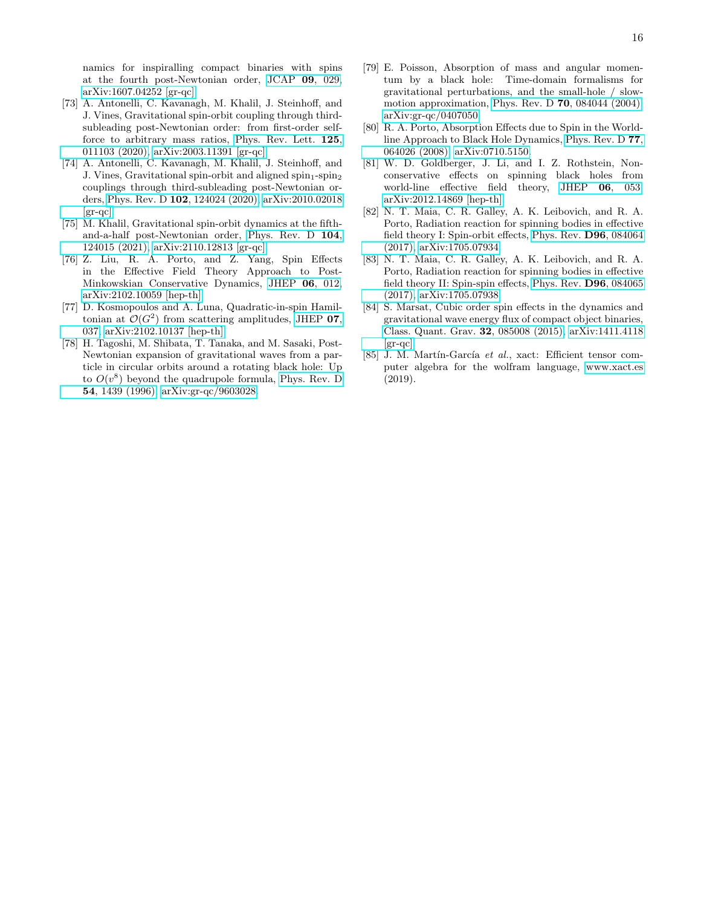namics for inspiralling compact binaries with spins at the fourth post-Newtonian order, JCAP **09**, 029, arXiv:1607.04252 [gr-qc].

[73] A. Antonelli, C. Kavanagh, M. Khalil, J. Steinhoff, and J. Vines, Gravitational spin-orbit coupling through third-subleading post-Newtonian order: from first-order self-force to arbitrary mass ratios, Phys. Rev. Lett. **125**, 011103 (2020), arXiv:2003.11391 [gr-qc].

[74] A. Antonelli, C. Kavanagh, M. Khalil, J. Steinhoff, and J. Vines, Gravitational spin-orbit and aligned spin$_1$-spin$_2$ couplings through third-subleading post-Newtonian orders, Phys. Rev. D **102**, 124024 (2020), arXiv:2010.02018 [gr-qc].

[75] M. Khalil, Gravitational spin-orbit dynamics at the fifth-and-a-half post-Newtonian order, Phys. Rev. D **104**, 124015 (2021), arXiv:2110.12813 [gr-qc].

[76] Z. Liu, R. A. Porto, and Z. Yang, Spin Effects in the Effective Field Theory Approach to Post-Minkowskian Conservative Dynamics, JHEP **06**, 012, arXiv:2102.10059 [hep-th].

[77] D. Kosmopoulos and A. Luna, Quadratic-in-spin Hamiltonian at $\mathcal{O}(G^2)$ from scattering amplitudes, JHEP **07**, 037, arXiv:2102.10137 [hep-th].

[78] H. Tagoshi, M. Shibata, T. Tanaka, and M. Sasaki, Post-Newtonian expansion of gravitational waves from a particle in circular orbits around a rotating black hole: Up to $O(v^8)$ beyond the quadrupole formula, Phys. Rev. D **54**, 1439 (1996), arXiv:gr-qc/9603028.

[79] E. Poisson, Absorption of mass and angular momentum by a black hole: Time-domain formalisms for gravitational perturbations, and the small-hole / slow-motion approximation, Phys. Rev. D **70**, 084044 (2004), arXiv:gr-qc/0407050.

[80] R. A. Porto, Absorption Effects due to Spin in the Worldline Approach to Black Hole Dynamics, Phys. Rev. D **77**, 064026 (2008), arXiv:0710.5150.

[81] W. D. Goldberger, J. Li, and I. Z. Rothstein, Non-conservative effects on spinning black holes from world-line effective field theory, JHEP **06**, 053, arXiv:2012.14869 [hep-th].

[82] N. T. Maia, C. R. Galley, A. K. Leibovich, and R. A. Porto, Radiation reaction for spinning bodies in effective field theory I: Spin-orbit effects, Phys. Rev. **D96**, 084064 (2017), arXiv:1705.07934.

[83] N. T. Maia, C. R. Galley, A. K. Leibovich, and R. A. Porto, Radiation reaction for spinning bodies in effective field theory II: Spin-spin effects, Phys. Rev. **D96**, 084065 (2017), arXiv:1705.07938.

[84] S. Marsat, Cubic order spin effects in the dynamics and gravitational wave energy flux of compact object binaries, Class. Quant. Grav. **32**, 085008 (2015), arXiv:1411.4118 [gr-qc].

[85] J. M. Martín-García *et al.*, xact: Efficient tensor computer algebra for the wolfram language, www.xact.es (2019).